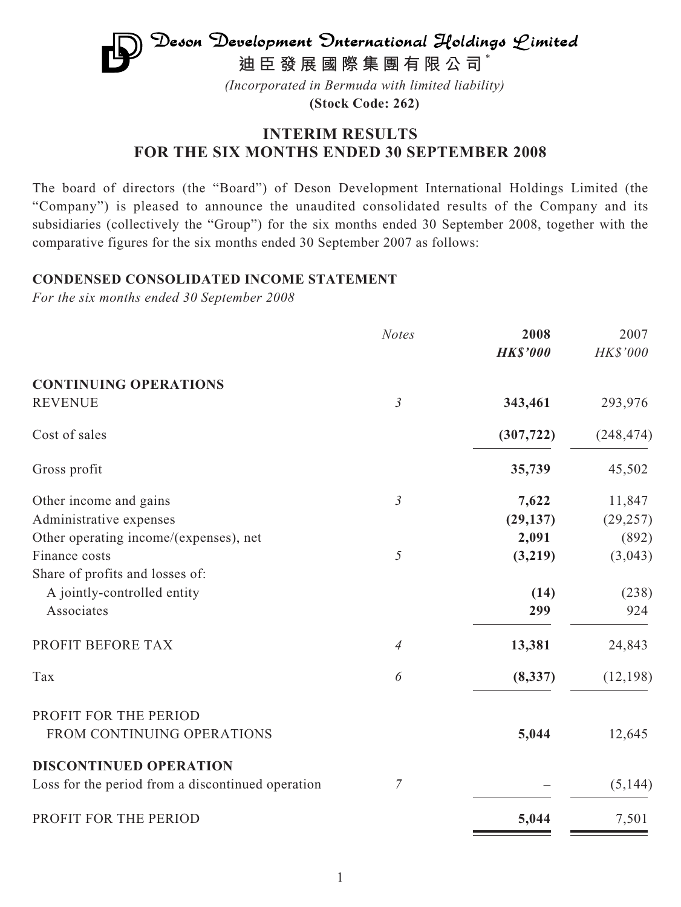# Deson Development International Holdings Limited

# 迪臣發展國際集團有限公司*

*(Incorporated in Bermuda with limited liability)*

**(Stock Code: 262)**

## INTERIM RESULTS FOR THE SIX MONTHS ENDED 30 SEPTEMBER 2008

The board of directors (the "Board") of Deson Development International Holdings Limited (the "Company") is pleased to announce the unaudited consolidated results of the Company and its subsidiaries (collectively the "Group") for the six months ended 30 September 2008, together with the comparative figures for the six months ended 30 September 2007 as follows:

### CONDENSED CONSOLIDATED INCOME STATEMENT

*For the six months ended 30 September 2008*

| | *Notes* | **2008** | 2007 |
|---|---|---|---|
| | | ***HK$'000*** | *HK$'000* |
| **CONTINUING OPERATIONS** | | | |
| REVENUE | *3* | **343,461** | 293,976 |
| Cost of sales | | **(307,722)** | (248,474) |
| Gross profit | | **35,739** | 45,502 |
| Other income and gains | *3* | **7,622** | 11,847 |
| Administrative expenses | | **(29,137)** | (29,257) |
| Other operating income/(expenses), net | | **2,091** | (892) |
| Finance costs | *5* | **(3,219)** | (3,043) |
| Share of profits and losses of: | | | |
| A jointly-controlled entity | | **(14)** | (238) |
| Associates | | **299** | 924 |
| PROFIT BEFORE TAX | *4* | **13,381** | 24,843 |
| Tax | *6* | **(8,337)** | (12,198) |
| PROFIT FOR THE PERIOD FROM CONTINUING OPERATIONS | | **5,044** | 12,645 |
| **DISCONTINUED OPERATION** | | | |
| Loss for the period from a discontinued operation | *7* | **–** | (5,144) |
| PROFIT FOR THE PERIOD | | **5,044** | 7,501 |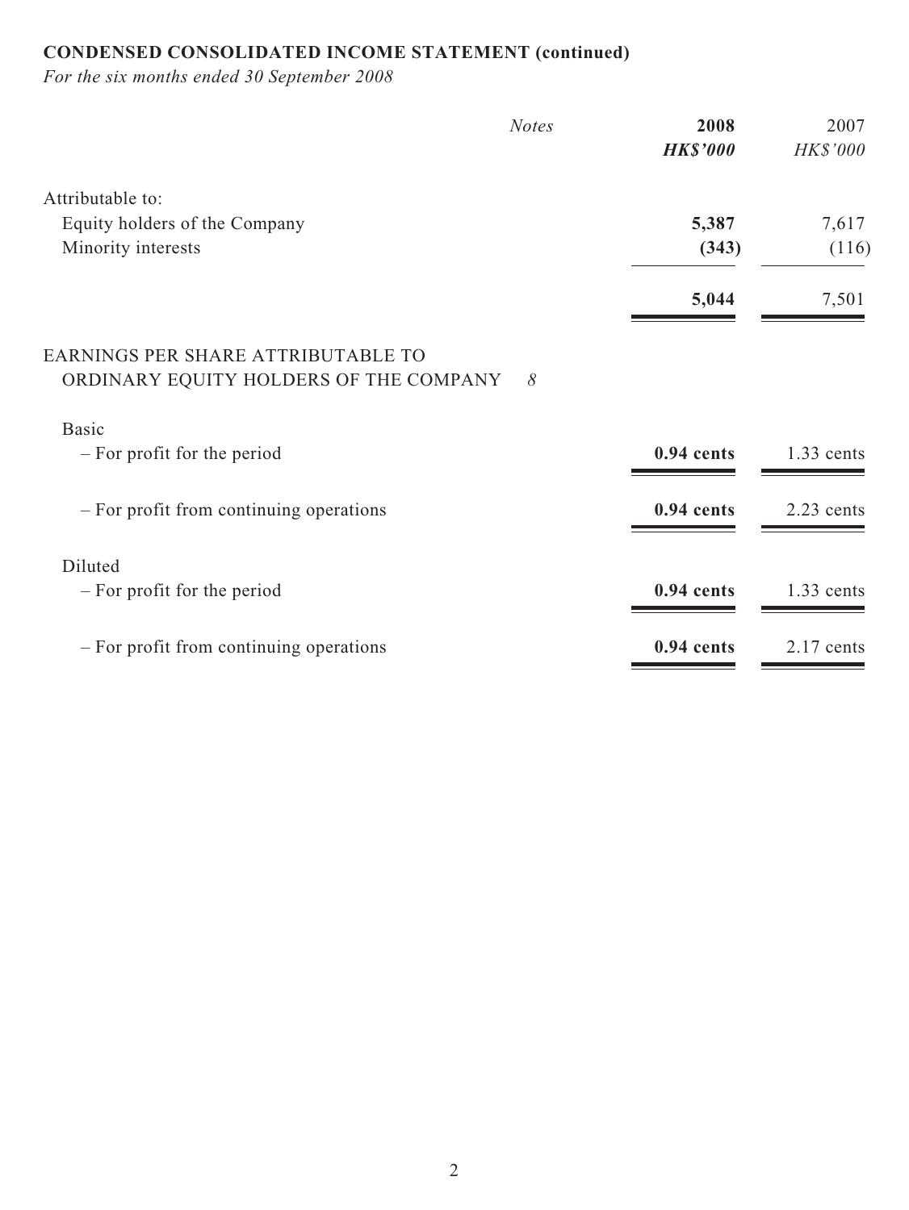**CONDENSED CONSOLIDATED INCOME STATEMENT (continued)**

*For the six months ended 30 September 2008*

| | *Notes* | **2008** | 2007 |
|---|---|---|---|
| | | ***HK$'000*** | *HK$'000* |
| Attributable to: | | | |
| Equity holders of the Company | | **5,387** | 7,617 |
| Minority interests | | **(343)** | (116) |
| | | **5,044** | 7,501 |
| EARNINGS PER SHARE ATTRIBUTABLE TO ORDINARY EQUITY HOLDERS OF THE COMPANY | *8* | | |
| Basic | | | |
| – For profit for the period | | **0.94 cents** | 1.33 cents |
| – For profit from continuing operations | | **0.94 cents** | 2.23 cents |
| Diluted | | | |
| – For profit for the period | | **0.94 cents** | 1.33 cents |
| – For profit from continuing operations | | **0.94 cents** | 2.17 cents |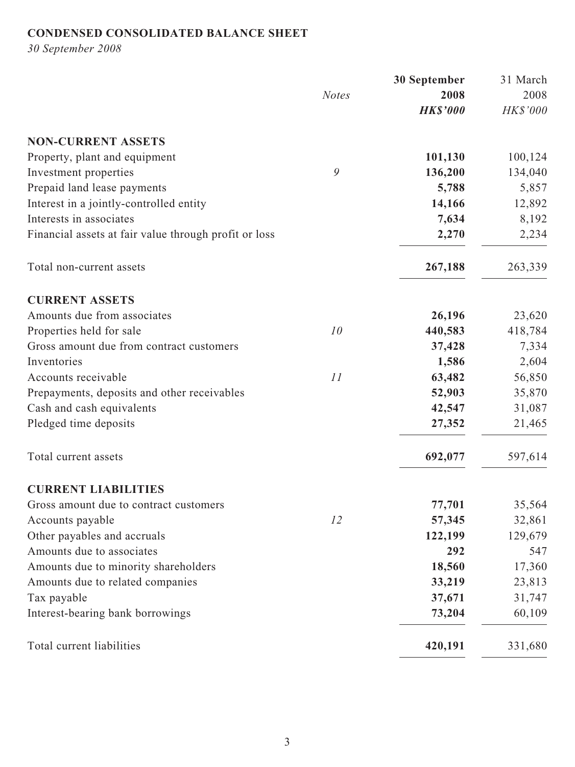# CONDENSED CONSOLIDATED BALANCE SHEET

*30 September 2008*

| | *Notes* | **30 September 2008** | 31 March 2008 |
|---|---|---|---|
| | | ***HK$'000*** | *HK$'000* |
| **NON-CURRENT ASSETS** | | | |
| Property, plant and equipment | | **101,130** | 100,124 |
| Investment properties | *9* | **136,200** | 134,040 |
| Prepaid land lease payments | | **5,788** | 5,857 |
| Interest in a jointly-controlled entity | | **14,166** | 12,892 |
| Interests in associates | | **7,634** | 8,192 |
| Financial assets at fair value through profit or loss | | **2,270** | 2,234 |
| Total non-current assets | | **267,188** | 263,339 |
| **CURRENT ASSETS** | | | |
| Amounts due from associates | | **26,196** | 23,620 |
| Properties held for sale | *10* | **440,583** | 418,784 |
| Gross amount due from contract customers | | **37,428** | 7,334 |
| Inventories | | **1,586** | 2,604 |
| Accounts receivable | *11* | **63,482** | 56,850 |
| Prepayments, deposits and other receivables | | **52,903** | 35,870 |
| Cash and cash equivalents | | **42,547** | 31,087 |
| Pledged time deposits | | **27,352** | 21,465 |
| Total current assets | | **692,077** | 597,614 |
| **CURRENT LIABILITIES** | | | |
| Gross amount due to contract customers | | **77,701** | 35,564 |
| Accounts payable | *12* | **57,345** | 32,861 |
| Other payables and accruals | | **122,199** | 129,679 |
| Amounts due to associates | | **292** | 547 |
| Amounts due to minority shareholders | | **18,560** | 17,360 |
| Amounts due to related companies | | **33,219** | 23,813 |
| Tax payable | | **37,671** | 31,747 |
| Interest-bearing bank borrowings | | **73,204** | 60,109 |
| Total current liabilities | | **420,191** | 331,680 |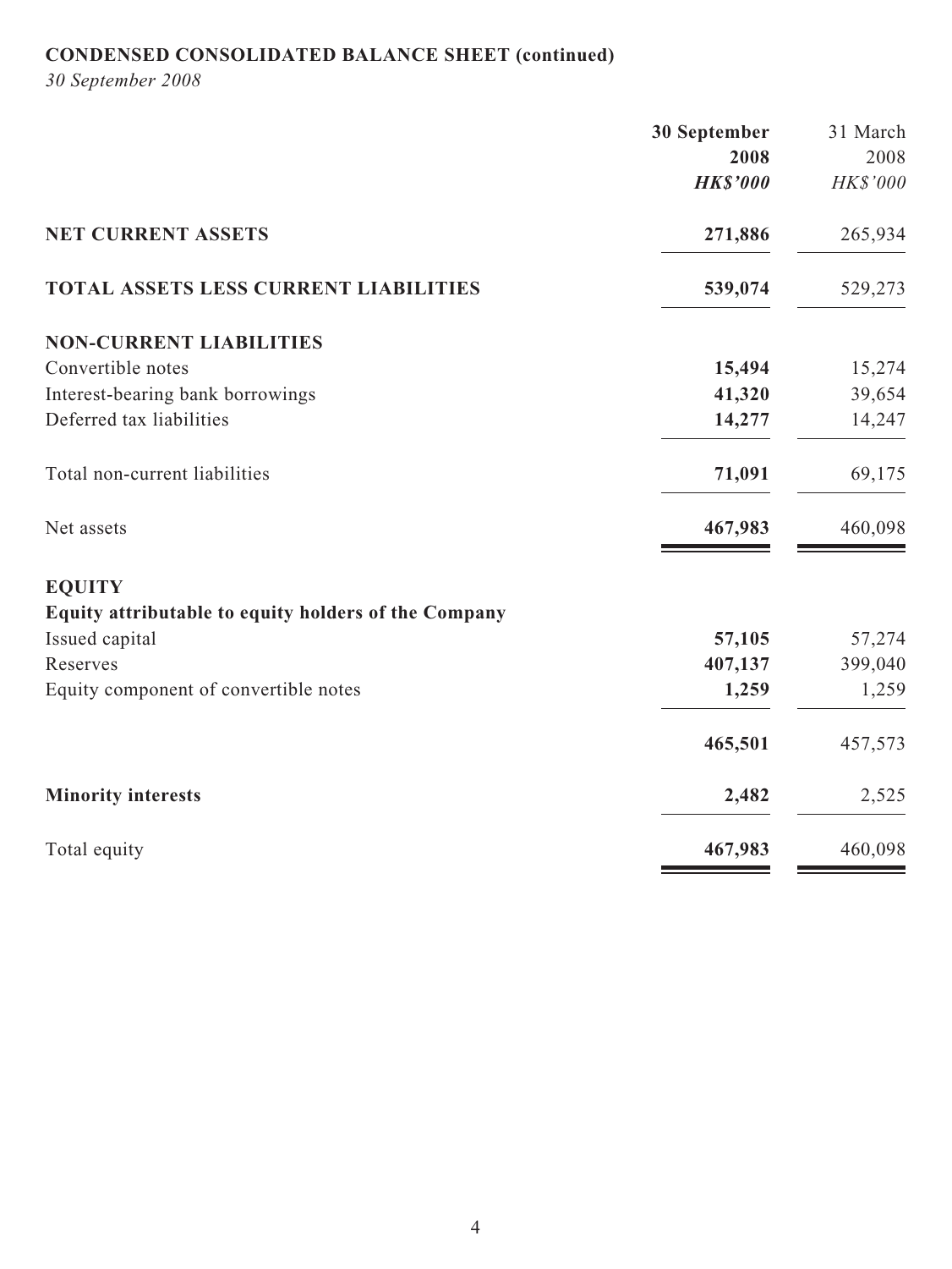**CONDENSED CONSOLIDATED BALANCE SHEET (continued)**

*30 September 2008*

| | **30 September 2008** | 31 March 2008 |
|---|---|---|
| | ***HK$'000*** | *HK$'000* |
| **NET CURRENT ASSETS** | **271,886** | 265,934 |
| **TOTAL ASSETS LESS CURRENT LIABILITIES** | **539,074** | 529,273 |
| **NON-CURRENT LIABILITIES** | | |
| Convertible notes | **15,494** | 15,274 |
| Interest-bearing bank borrowings | **41,320** | 39,654 |
| Deferred tax liabilities | **14,277** | 14,247 |
| Total non-current liabilities | **71,091** | 69,175 |
| Net assets | **467,983** | 460,098 |
| **EQUITY** | | |
| **Equity attributable to equity holders of the Company** | | |
| Issued capital | **57,105** | 57,274 |
| Reserves | **407,137** | 399,040 |
| Equity component of convertible notes | **1,259** | 1,259 |
| | **465,501** | 457,573 |
| **Minority interests** | **2,482** | 2,525 |
| Total equity | **467,983** | 460,098 |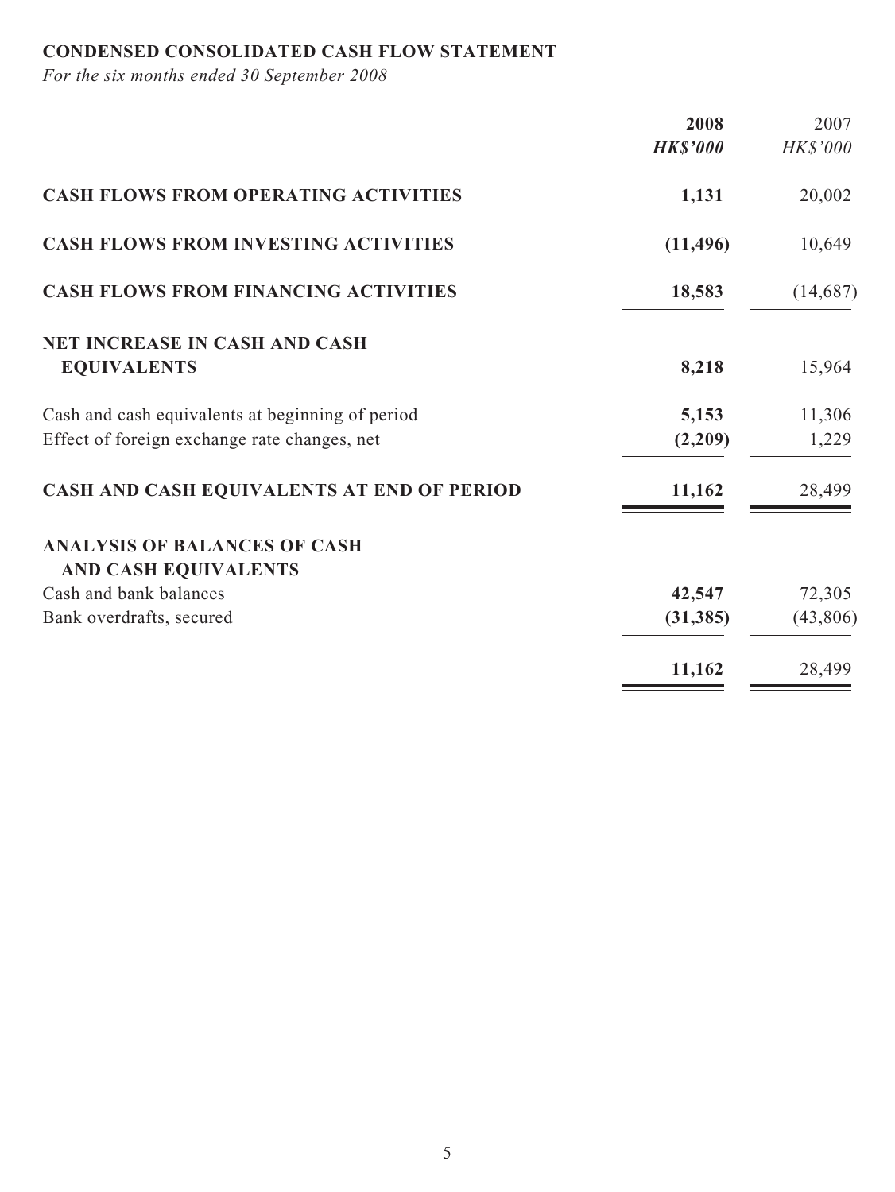## CONDENSED CONSOLIDATED CASH FLOW STATEMENT

*For the six months ended 30 September 2008*

| | **2008** | 2007 |
|---|---|---|
| | ***HK$'000*** | *HK$'000* |
| **CASH FLOWS FROM OPERATING ACTIVITIES** | **1,131** | 20,002 |
| **CASH FLOWS FROM INVESTING ACTIVITIES** | **(11,496)** | 10,649 |
| **CASH FLOWS FROM FINANCING ACTIVITIES** | **18,583** | (14,687) |
| **NET INCREASE IN CASH AND CASH EQUIVALENTS** | **8,218** | 15,964 |
| Cash and cash equivalents at beginning of period | **5,153** | 11,306 |
| Effect of foreign exchange rate changes, net | **(2,209)** | 1,229 |
| **CASH AND CASH EQUIVALENTS AT END OF PERIOD** | **11,162** | 28,499 |
| **ANALYSIS OF BALANCES OF CASH AND CASH EQUIVALENTS** | | |
| Cash and bank balances | **42,547** | 72,305 |
| Bank overdrafts, secured | **(31,385)** | (43,806) |
| | **11,162** | 28,499 |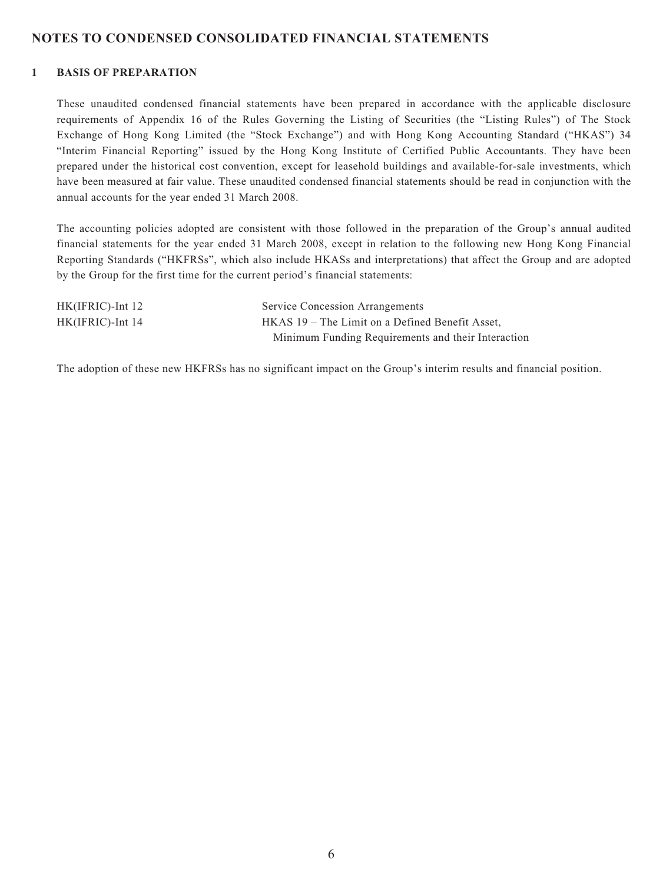## NOTES TO CONDENSED CONSOLIDATED FINANCIAL STATEMENTS

### 1 BASIS OF PREPARATION

These unaudited condensed financial statements have been prepared in accordance with the applicable disclosure requirements of Appendix 16 of the Rules Governing the Listing of Securities (the "Listing Rules") of The Stock Exchange of Hong Kong Limited (the "Stock Exchange") and with Hong Kong Accounting Standard ("HKAS") 34 "Interim Financial Reporting" issued by the Hong Kong Institute of Certified Public Accountants. They have been prepared under the historical cost convention, except for leasehold buildings and available-for-sale investments, which have been measured at fair value. These unaudited condensed financial statements should be read in conjunction with the annual accounts for the year ended 31 March 2008.

The accounting policies adopted are consistent with those followed in the preparation of the Group's annual audited financial statements for the year ended 31 March 2008, except in relation to the following new Hong Kong Financial Reporting Standards ("HKFRSs", which also include HKASs and interpretations) that affect the Group and are adopted by the Group for the first time for the current period's financial statements:

| | |
|---|---|
| HK(IFRIC)-Int 12 | Service Concession Arrangements |
| HK(IFRIC)-Int 14 | HKAS 19 – The Limit on a Defined Benefit Asset, Minimum Funding Requirements and their Interaction |

The adoption of these new HKFRSs has no significant impact on the Group's interim results and financial position.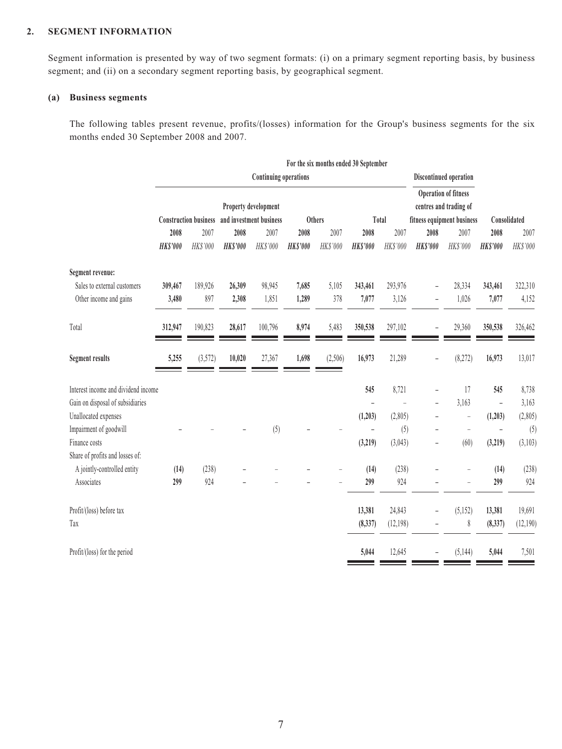## 2. SEGMENT INFORMATION

Segment information is presented by way of two segment formats: (i) on a primary segment reporting basis, by business segment; and (ii) on a secondary segment reporting basis, by geographical segment.

### (a) Business segments

The following tables present revenue, profits/(losses) information for the Group's business segments for the six months ended 30 September 2008 and 2007.

| | For the six months ended 30 September | | | | | | | | | | | |
|---|---|---|---|---|---|---|---|---|---|---|---|---|
| | Continuing operations | | | | | | | | Discontinued operation | | | |
| | Construction business | | Property development and investment business | | Others | | Total | | Operation of fitness centres and trading of fitness equipment business | | Consolidated | |
| | **2008** | 2007 | **2008** | 2007 | **2008** | 2007 | **2008** | 2007 | **2008** | 2007 | **2008** | 2007 |
| | ***HK$'000*** | *HK$'000* | ***HK$'000*** | *HK$'000* | ***HK$'000*** | *HK$'000* | ***HK$'000*** | *HK$'000* | ***HK$'000*** | *HK$'000* | ***HK$'000*** | *HK$'000* |
| **Segment revenue:** | | | | | | | | | | | | |
| Sales to external customers | **309,467** | 189,926 | **26,309** | 98,945 | **7,685** | 5,105 | **343,461** | 293,976 | **–** | 28,334 | **343,461** | 322,310 |
| Other income and gains | **3,480** | 897 | **2,308** | 1,851 | **1,289** | 378 | **7,077** | 3,126 | **–** | 1,026 | **7,077** | 4,152 |
| Total | **312,947** | 190,823 | **28,617** | 100,796 | **8,974** | 5,483 | **350,538** | 297,102 | **–** | 29,360 | **350,538** | 326,462 |
| **Segment results** | **5,255** | (3,572) | **10,020** | 27,367 | **1,698** | (2,506) | **16,973** | 21,289 | **–** | (8,272) | **16,973** | 13,017 |
| Interest income and dividend income | | | | | | | **545** | 8,721 | **–** | 17 | **545** | 8,738 |
| Gain on disposal of subsidiaries | | | | | | | **–** | – | **–** | 3,163 | **–** | 3,163 |
| Unallocated expenses | | | | | | | **(1,203)** | (2,805) | **–** | – | **(1,203)** | (2,805) |
| Impairment of goodwill | **–** | – | **–** | (5) | **–** | – | **–** | (5) | **–** | – | **–** | (5) |
| Finance costs | | | | | | | **(3,219)** | (3,043) | **–** | (60) | **(3,219)** | (3,103) |
| Share of profits and losses of: | | | | | | | | | | | | |
| A jointly-controlled entity | **(14)** | (238) | **–** | – | **–** | – | **(14)** | (238) | **–** | – | **(14)** | (238) |
| Associates | **299** | 924 | **–** | – | **–** | – | **299** | 924 | **–** | – | **299** | 924 |
| Profit/(loss) before tax | | | | | | | **13,381** | 24,843 | **–** | (5,152) | **13,381** | 19,691 |
| Tax | | | | | | | **(8,337)** | (12,198) | **–** | 8 | **(8,337)** | (12,190) |
| Profit/(loss) for the period | | | | | | | **5,044** | 12,645 | **–** | (5,144) | **5,044** | 7,501 |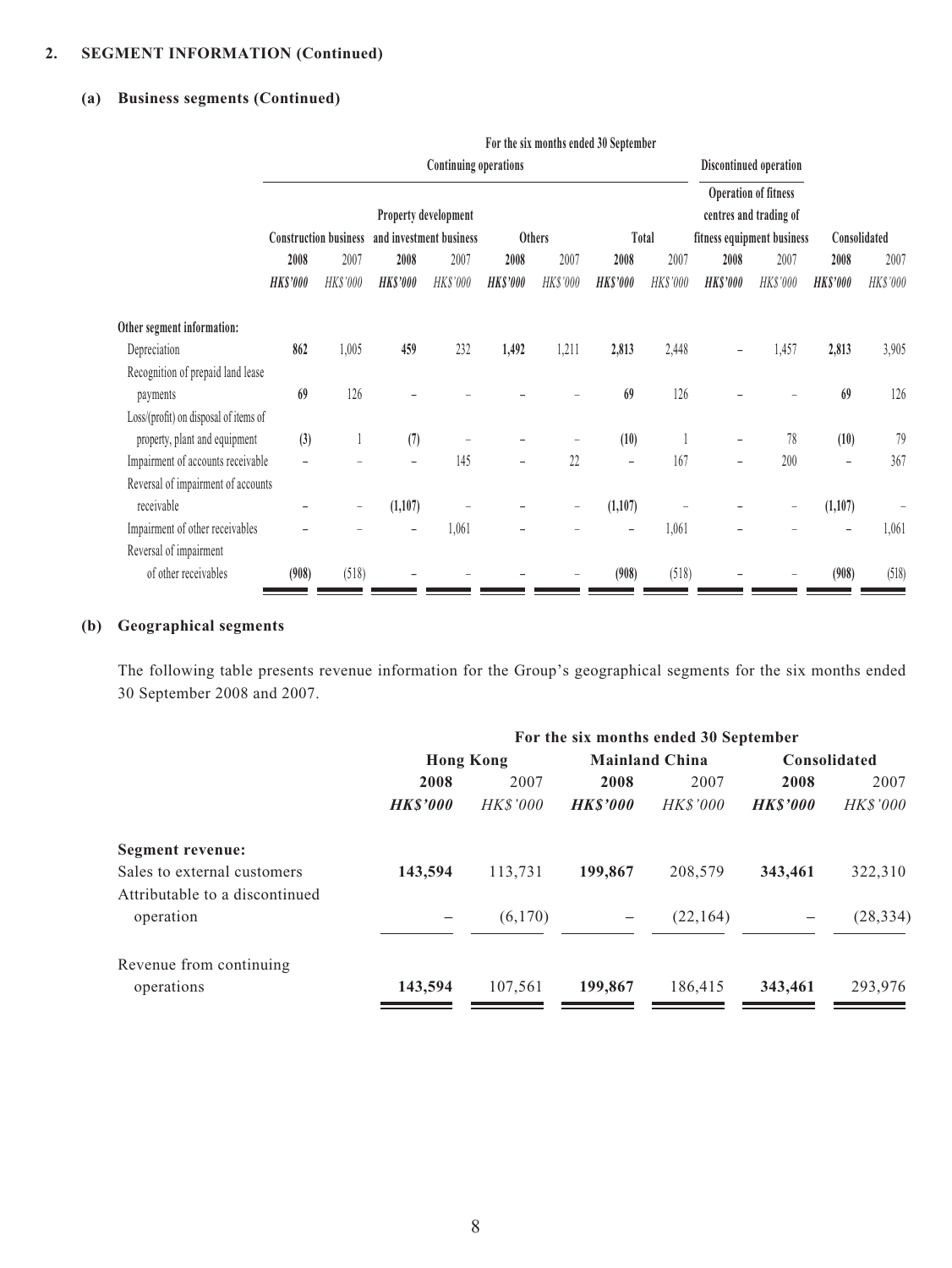## 2. SEGMENT INFORMATION (Continued)

### (a) Business segments (Continued)

| | For the six months ended 30 September | | | | | | | | | | | |
|---|---|---|---|---|---|---|---|---|---|---|---|---|
| | Continuing operations | | | | | | | | Discontinued operation | | | |
| | Construction business | | Property development and investment business | | Others | | Total | | Operation of fitness centres and trading of fitness equipment business | | Consolidated | |
| | **2008** | 2007 | **2008** | 2007 | **2008** | 2007 | **2008** | 2007 | **2008** | 2007 | **2008** | 2007 |
| | ***HK$'000*** | *HK$'000* | ***HK$'000*** | *HK$'000* | ***HK$'000*** | *HK$'000* | ***HK$'000*** | *HK$'000* | ***HK$'000*** | *HK$'000* | ***HK$'000*** | *HK$'000* |
| **Other segment information:** | | | | | | | | | | | | |
| Depreciation | **862** | 1,005 | **459** | 232 | **1,492** | 1,211 | **2,813** | 2,448 | **–** | 1,457 | **2,813** | 3,905 |
| Recognition of prepaid land lease payments | **69** | 126 | **–** | – | **–** | – | **69** | 126 | **–** | – | **69** | 126 |
| Loss/(profit) on disposal of items of property, plant and equipment | **(3)** | 1 | **(7)** | – | **–** | – | **(10)** | 1 | **–** | 78 | **(10)** | 79 |
| Impairment of accounts receivable | **–** | – | **–** | 145 | **–** | 22 | **–** | 167 | **–** | 200 | **–** | 367 |
| Reversal of impairment of accounts receivable | **–** | – | **(1,107)** | – | **–** | – | **(1,107)** | – | **–** | – | **(1,107)** | – |
| Impairment of other receivables | **–** | – | **–** | 1,061 | **–** | – | **–** | 1,061 | **–** | – | **–** | 1,061 |
| Reversal of impairment of other receivables | **(908)** | (518) | **–** | – | **–** | – | **(908)** | (518) | **–** | – | **(908)** | (518) |

### (b) Geographical segments

The following table presents revenue information for the Group's geographical segments for the six months ended 30 September 2008 and 2007.

| | For the six months ended 30 September | | | | | |
|---|---|---|---|---|---|---|
| | Hong Kong | | Mainland China | | Consolidated | |
| | **2008** | 2007 | **2008** | 2007 | **2008** | 2007 |
| | ***HK$'000*** | *HK$'000* | ***HK$'000*** | *HK$'000* | ***HK$'000*** | *HK$'000* |
| **Segment revenue:** | | | | | | |
| Sales to external customers | **143,594** | 113,731 | **199,867** | 208,579 | **343,461** | 322,310 |
| Attributable to a discontinued operation | **–** | (6,170) | **–** | (22,164) | **–** | (28,334) |
| Revenue from continuing operations | **143,594** | 107,561 | **199,867** | 186,415 | **343,461** | 293,976 |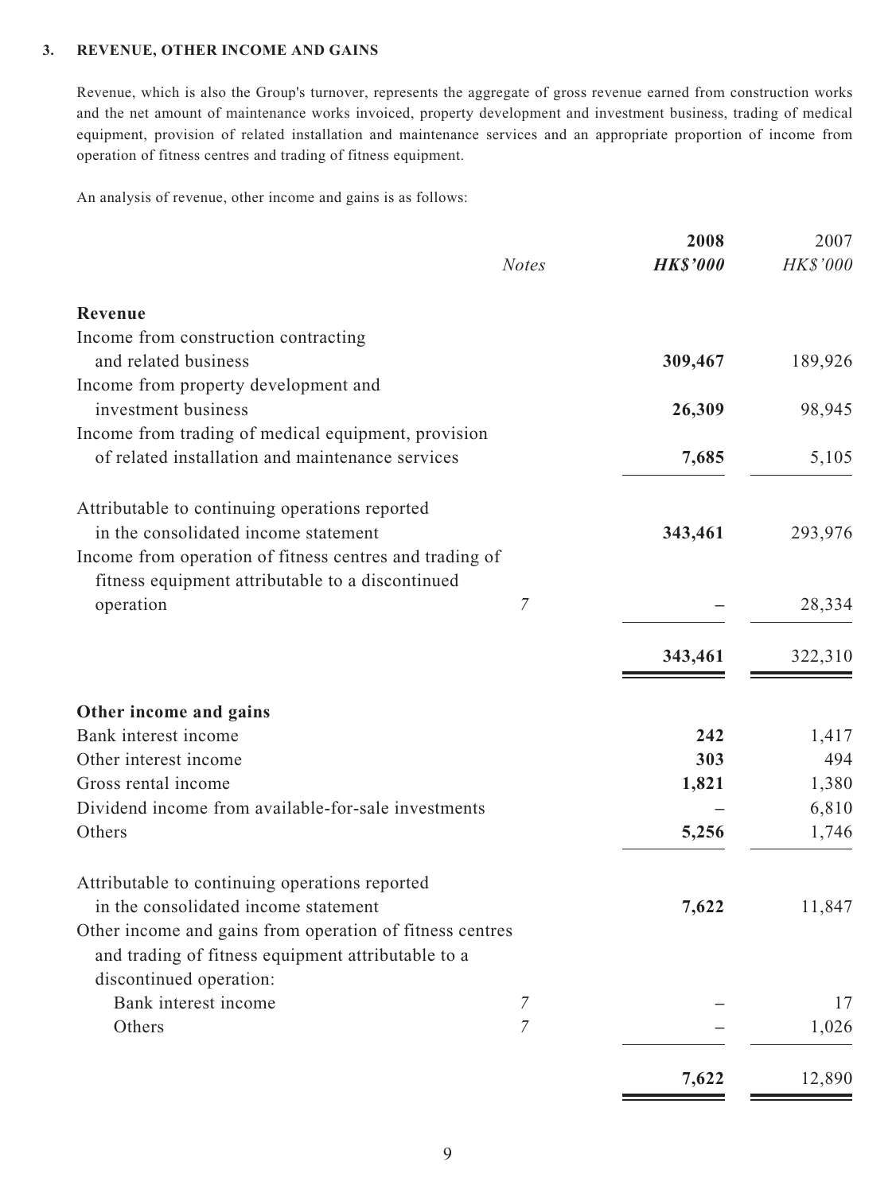### 3. REVENUE, OTHER INCOME AND GAINS

Revenue, which is also the Group's turnover, represents the aggregate of gross revenue earned from construction works and the net amount of maintenance works invoiced, property development and investment business, trading of medical equipment, provision of related installation and maintenance services and an appropriate proportion of income from operation of fitness centres and trading of fitness equipment.

An analysis of revenue, other income and gains is as follows:

| | *Notes* | **2008** | 2007 |
|---|---|---|---|
| | | ***HK$'000*** | *HK$'000* |
| **Revenue** | | | |
| Income from construction contracting and related business | | **309,467** | 189,926 |
| Income from property development and investment business | | **26,309** | 98,945 |
| Income from trading of medical equipment, provision of related installation and maintenance services | | **7,685** | 5,105 |
| Attributable to continuing operations reported in the consolidated income statement | | **343,461** | 293,976 |
| Income from operation of fitness centres and trading of fitness equipment attributable to a discontinued operation | *7* | **–** | 28,334 |
| | | **343,461** | 322,310 |
| **Other income and gains** | | | |
| Bank interest income | | **242** | 1,417 |
| Other interest income | | **303** | 494 |
| Gross rental income | | **1,821** | 1,380 |
| Dividend income from available-for-sale investments | | **–** | 6,810 |
| Others | | **5,256** | 1,746 |
| Attributable to continuing operations reported in the consolidated income statement | | **7,622** | 11,847 |
| Other income and gains from operation of fitness centres and trading of fitness equipment attributable to a discontinued operation: | | | |
| Bank interest income | *7* | **–** | 17 |
| Others | *7* | **–** | 1,026 |
| | | **7,622** | 12,890 |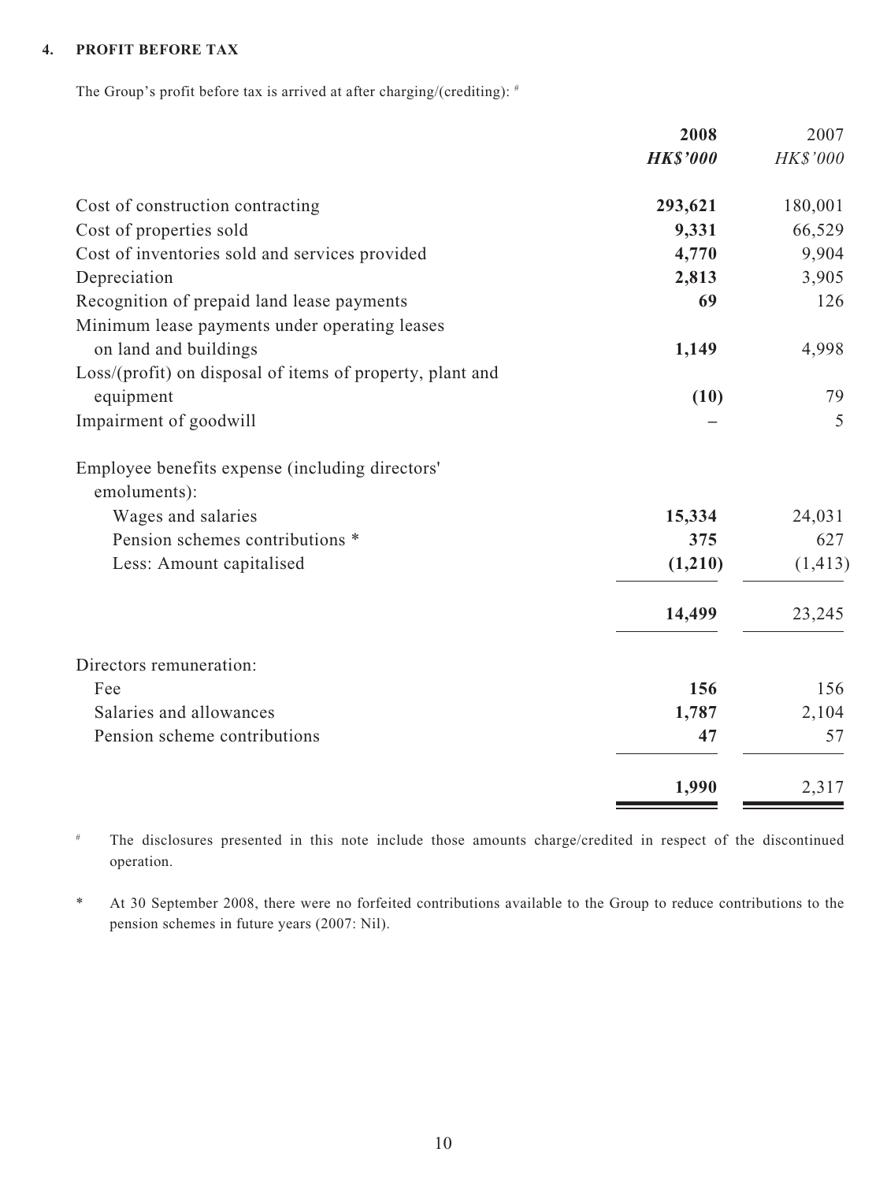#### 4. PROFIT BEFORE TAX

The Group's profit before tax is arrived at after charging/(crediting): #

| | **2008** | 2007 |
|---|---|---|
| | ***HK$'000*** | *HK$'000* |
| Cost of construction contracting | **293,621** | 180,001 |
| Cost of properties sold | **9,331** | 66,529 |
| Cost of inventories sold and services provided | **4,770** | 9,904 |
| Depreciation | **2,813** | 3,905 |
| Recognition of prepaid land lease payments | **69** | 126 |
| Minimum lease payments under operating leases on land and buildings | **1,149** | 4,998 |
| Loss/(profit) on disposal of items of property, plant and equipment | **(10)** | 79 |
| Impairment of goodwill | **–** | 5 |
| Employee benefits expense (including directors' emoluments): | | |
| Wages and salaries | **15,334** | 24,031 |
| Pension schemes contributions * | **375** | 627 |
| Less: Amount capitalised | **(1,210)** | (1,413) |
| | **14,499** | 23,245 |
| Directors remuneration: | | |
| Fee | **156** | 156 |
| Salaries and allowances | **1,787** | 2,104 |
| Pension scheme contributions | **47** | 57 |
| | **1,990** | 2,317 |

# The disclosures presented in this note include those amounts charge/credited in respect of the discontinued operation.

* At 30 September 2008, there were no forfeited contributions available to the Group to reduce contributions to the pension schemes in future years (2007: Nil).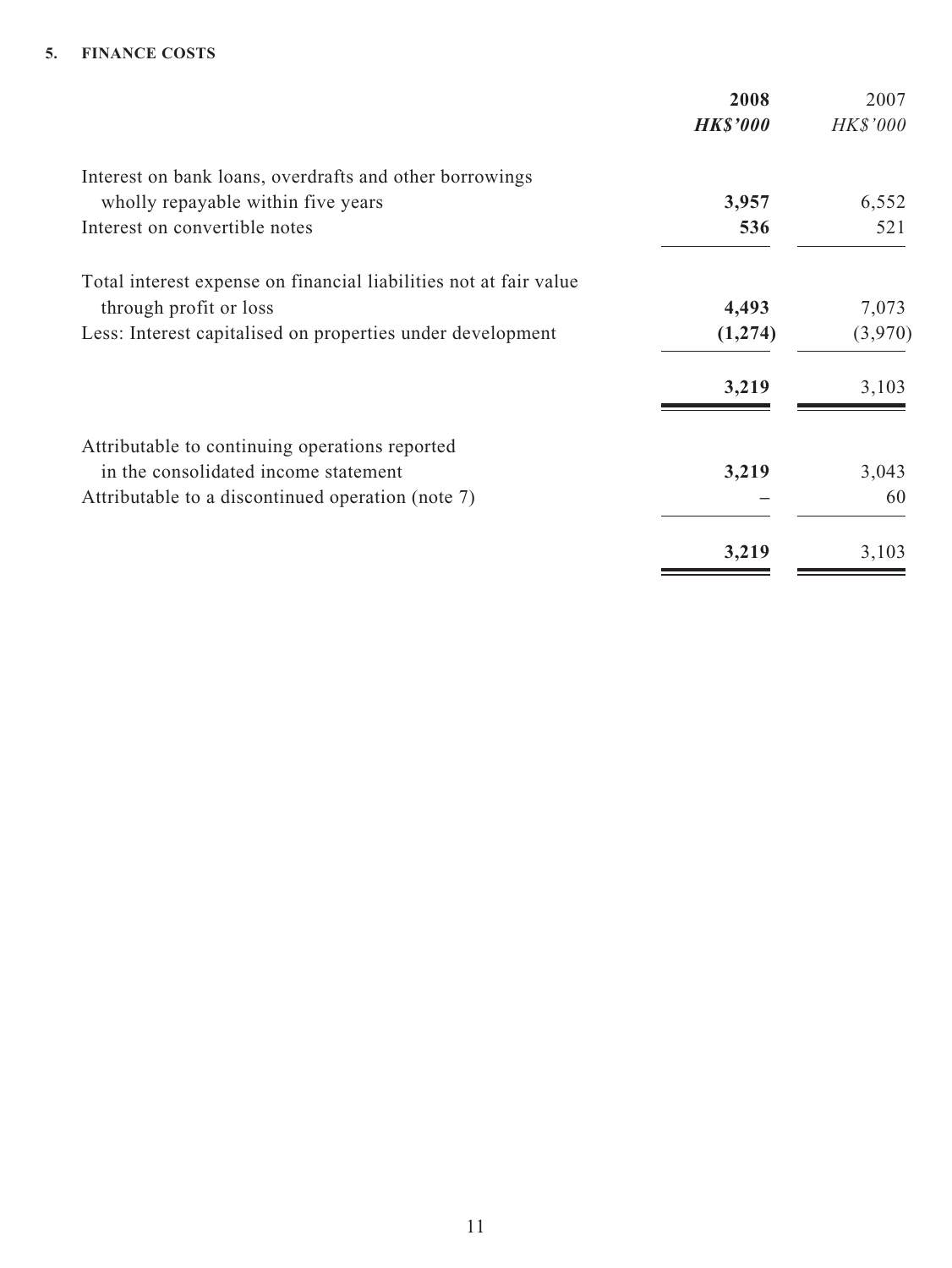## 5. FINANCE COSTS

| | **2008** | 2007 |
|---|---|---|
| | ***HK$'000*** | *HK$'000* |
| Interest on bank loans, overdrafts and other borrowings wholly repayable within five years | **3,957** | 6,552 |
| Interest on convertible notes | **536** | 521 |
| Total interest expense on financial liabilities not at fair value through profit or loss | **4,493** | 7,073 |
| Less: Interest capitalised on properties under development | **(1,274)** | (3,970) |
| | **3,219** | 3,103 |
| Attributable to continuing operations reported in the consolidated income statement | **3,219** | 3,043 |
| Attributable to a discontinued operation (note 7) | **–** | 60 |
| | **3,219** | 3,103 |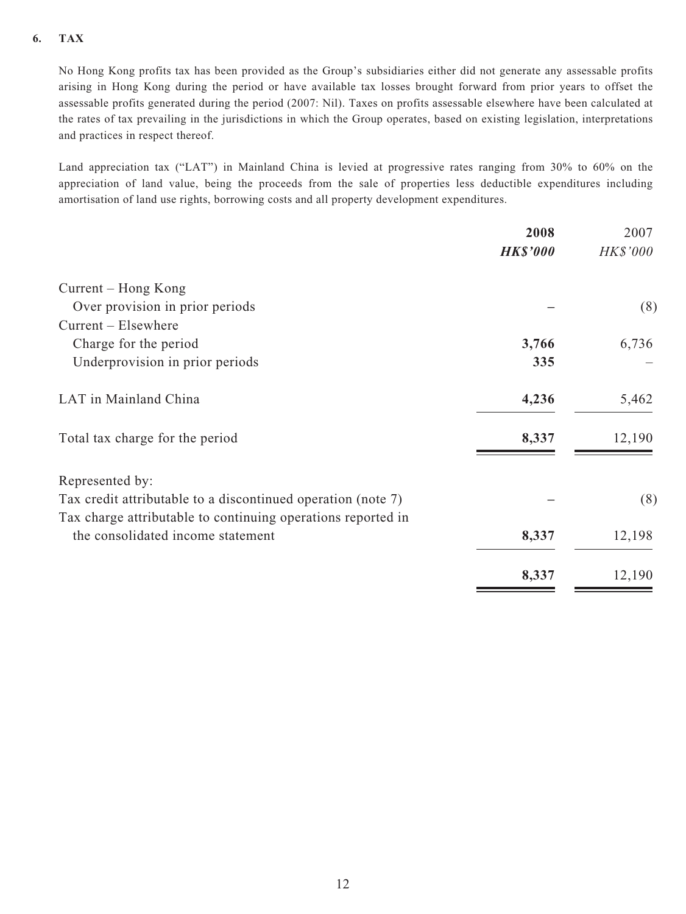## 6. TAX

No Hong Kong profits tax has been provided as the Group's subsidiaries either did not generate any assessable profits arising in Hong Kong during the period or have available tax losses brought forward from prior years to offset the assessable profits generated during the period (2007: Nil). Taxes on profits assessable elsewhere have been calculated at the rates of tax prevailing in the jurisdictions in which the Group operates, based on existing legislation, interpretations and practices in respect thereof.

Land appreciation tax ("LAT") in Mainland China is levied at progressive rates ranging from 30% to 60% on the appreciation of land value, being the proceeds from the sale of properties less deductible expenditures including amortisation of land use rights, borrowing costs and all property development expenditures.

| | **2008** | 2007 |
|---|---|---|
| | ***HK$'000*** | *HK$'000* |
| Current – Hong Kong | | |
| Over provision in prior periods | – | (8) |
| Current – Elsewhere | | |
| Charge for the period | **3,766** | 6,736 |
| Underprovision in prior periods | **335** | – |
| LAT in Mainland China | **4,236** | 5,462 |
| Total tax charge for the period | **8,337** | 12,190 |
| Represented by: | | |
| Tax credit attributable to a discontinued operation (note 7) | – | (8) |
| Tax charge attributable to continuing operations reported in the consolidated income statement | **8,337** | 12,198 |
| | **8,337** | 12,190 |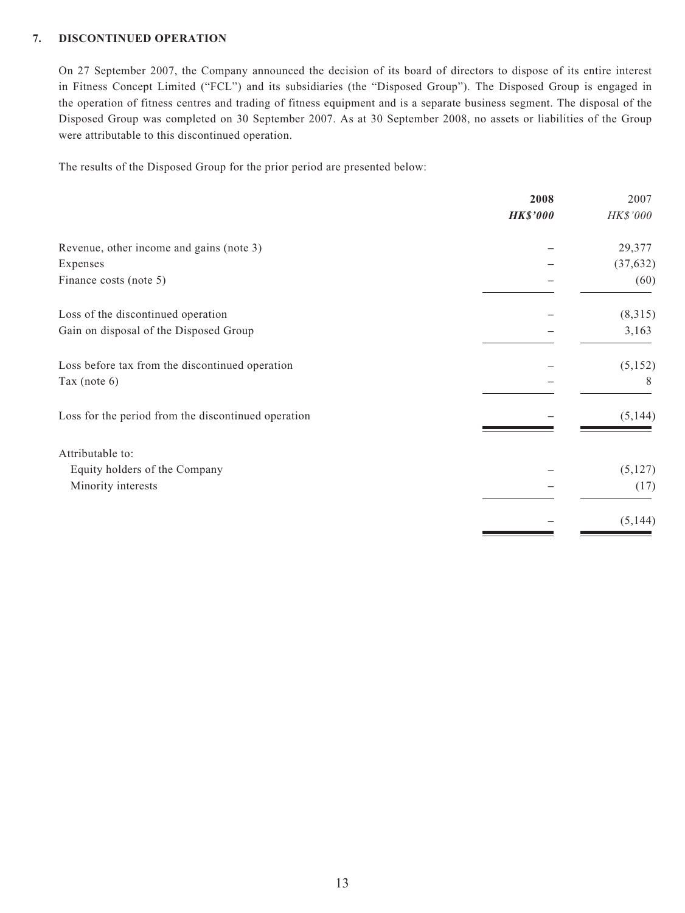## 7. DISCONTINUED OPERATION

On 27 September 2007, the Company announced the decision of its board of directors to dispose of its entire interest in Fitness Concept Limited ("FCL") and its subsidiaries (the "Disposed Group"). The Disposed Group is engaged in the operation of fitness centres and trading of fitness equipment and is a separate business segment. The disposal of the Disposed Group was completed on 30 September 2007. As at 30 September 2008, no assets or liabilities of the Group were attributable to this discontinued operation.

The results of the Disposed Group for the prior period are presented below:

| | **2008** | 2007 |
|---|---|---|
| | ***HK$'000*** | *HK$'000* |
| Revenue, other income and gains (note 3) | – | 29,377 |
| Expenses | – | (37,632) |
| Finance costs (note 5) | – | (60) |
| Loss of the discontinued operation | – | (8,315) |
| Gain on disposal of the Disposed Group | – | 3,163 |
| Loss before tax from the discontinued operation | – | (5,152) |
| Tax (note 6) | – | 8 |
| Loss for the period from the discontinued operation | – | (5,144) |
| Attributable to: | | |
| Equity holders of the Company | – | (5,127) |
| Minority interests | – | (17) |
| | – | (5,144) |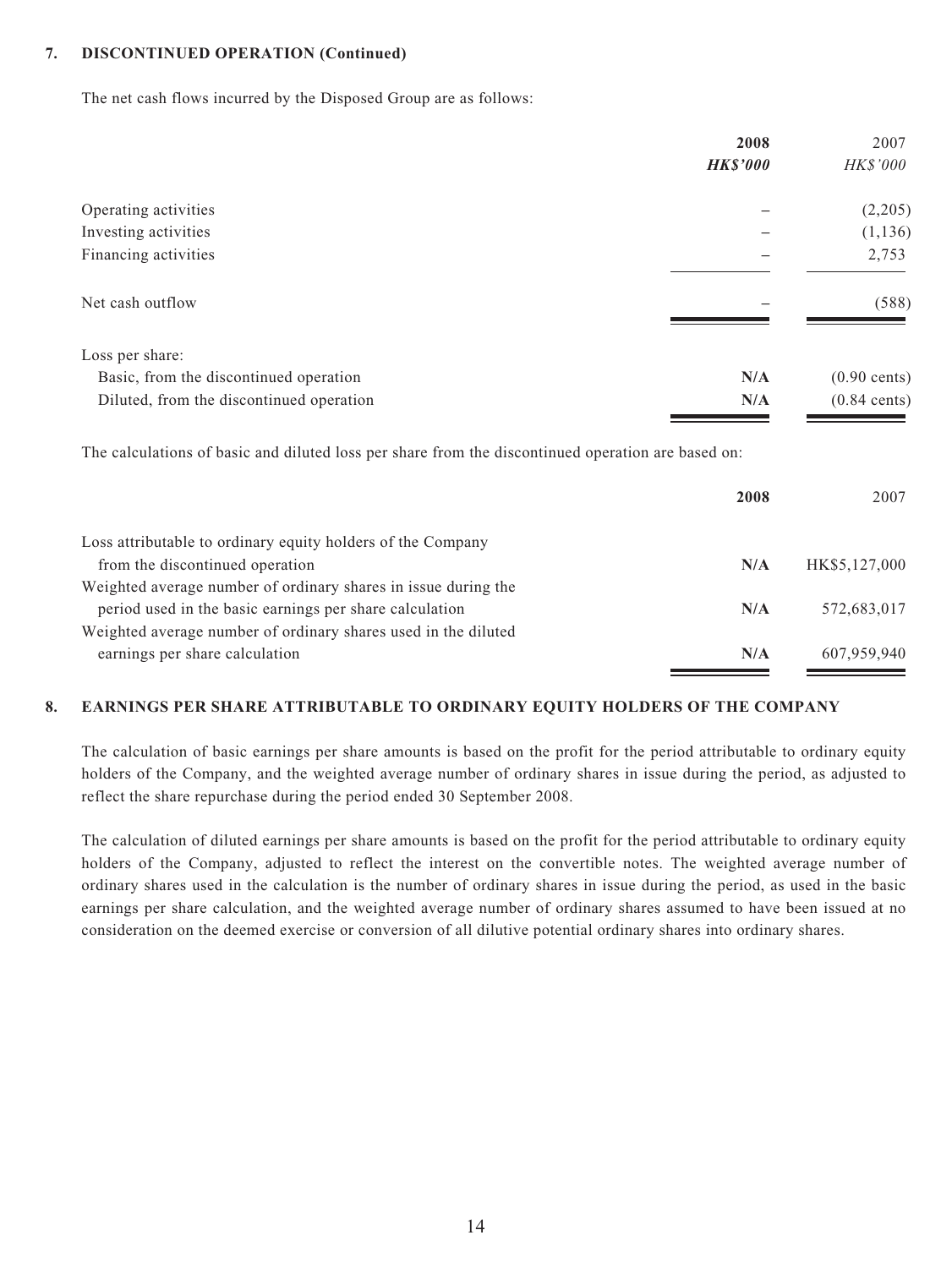### 7. DISCONTINUED OPERATION (Continued)

The net cash flows incurred by the Disposed Group are as follows:

| | **2008** | 2007 |
|---|---|---|
| | ***HK$'000*** | *HK$'000* |
| Operating activities | – | (2,205) |
| Investing activities | – | (1,136) |
| Financing activities | – | 2,753 |
| Net cash outflow | – | (588) |
| Loss per share: | | |
| Basic, from the discontinued operation | **N/A** | (0.90 cents) |
| Diluted, from the discontinued operation | **N/A** | (0.84 cents) |

The calculations of basic and diluted loss per share from the discontinued operation are based on:

| | **2008** | 2007 |
|---|---|---|
| Loss attributable to ordinary equity holders of the Company from the discontinued operation | **N/A** | HK$5,127,000 |
| Weighted average number of ordinary shares in issue during the period used in the basic earnings per share calculation | **N/A** | 572,683,017 |
| Weighted average number of ordinary shares used in the diluted earnings per share calculation | **N/A** | 607,959,940 |

### 8. EARNINGS PER SHARE ATTRIBUTABLE TO ORDINARY EQUITY HOLDERS OF THE COMPANY

The calculation of basic earnings per share amounts is based on the profit for the period attributable to ordinary equity holders of the Company, and the weighted average number of ordinary shares in issue during the period, as adjusted to reflect the share repurchase during the period ended 30 September 2008.

The calculation of diluted earnings per share amounts is based on the profit for the period attributable to ordinary equity holders of the Company, adjusted to reflect the interest on the convertible notes. The weighted average number of ordinary shares used in the calculation is the number of ordinary shares in issue during the period, as used in the basic earnings per share calculation, and the weighted average number of ordinary shares assumed to have been issued at no consideration on the deemed exercise or conversion of all dilutive potential ordinary shares into ordinary shares.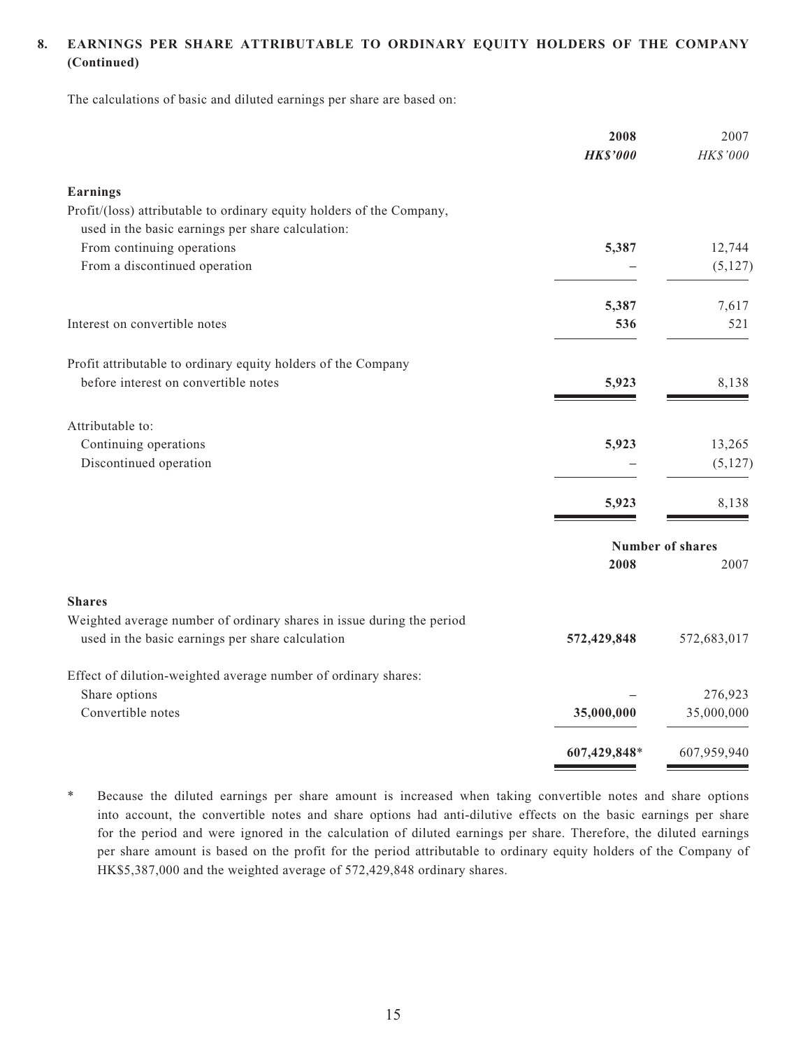## 8. EARNINGS PER SHARE ATTRIBUTABLE TO ORDINARY EQUITY HOLDERS OF THE COMPANY (Continued)

The calculations of basic and diluted earnings per share are based on:

| | 2008 | 2007 |
|---|---|---|
| | ***HK$'000*** | *HK$'000* |
| **Earnings** | | |
| Profit/(loss) attributable to ordinary equity holders of the Company, used in the basic earnings per share calculation: | | |
| From continuing operations | **5,387** | 12,744 |
| From a discontinued operation | **–** | (5,127) |
| | **5,387** | 7,617 |
| Interest on convertible notes | **536** | 521 |
| Profit attributable to ordinary equity holders of the Company before interest on convertible notes | **5,923** | 8,138 |
| Attributable to: | | |
| Continuing operations | **5,923** | 13,265 |
| Discontinued operation | **–** | (5,127) |
| | **5,923** | 8,138 |

| | Number of shares | |
|---|---|---|
| | **2008** | 2007 |
| **Shares** | | |
| Weighted average number of ordinary shares in issue during the period used in the basic earnings per share calculation | **572,429,848** | 572,683,017 |
| Effect of dilution-weighted average number of ordinary shares: | | |
| Share options | **–** | 276,923 |
| Convertible notes | **35,000,000** | 35,000,000 |
| | **607,429,848*** | 607,959,940 |

\* Because the diluted earnings per share amount is increased when taking convertible notes and share options into account, the convertible notes and share options had anti-dilutive effects on the basic earnings per share for the period and were ignored in the calculation of diluted earnings per share. Therefore, the diluted earnings per share amount is based on the profit for the period attributable to ordinary equity holders of the Company of HK$5,387,000 and the weighted average of 572,429,848 ordinary shares.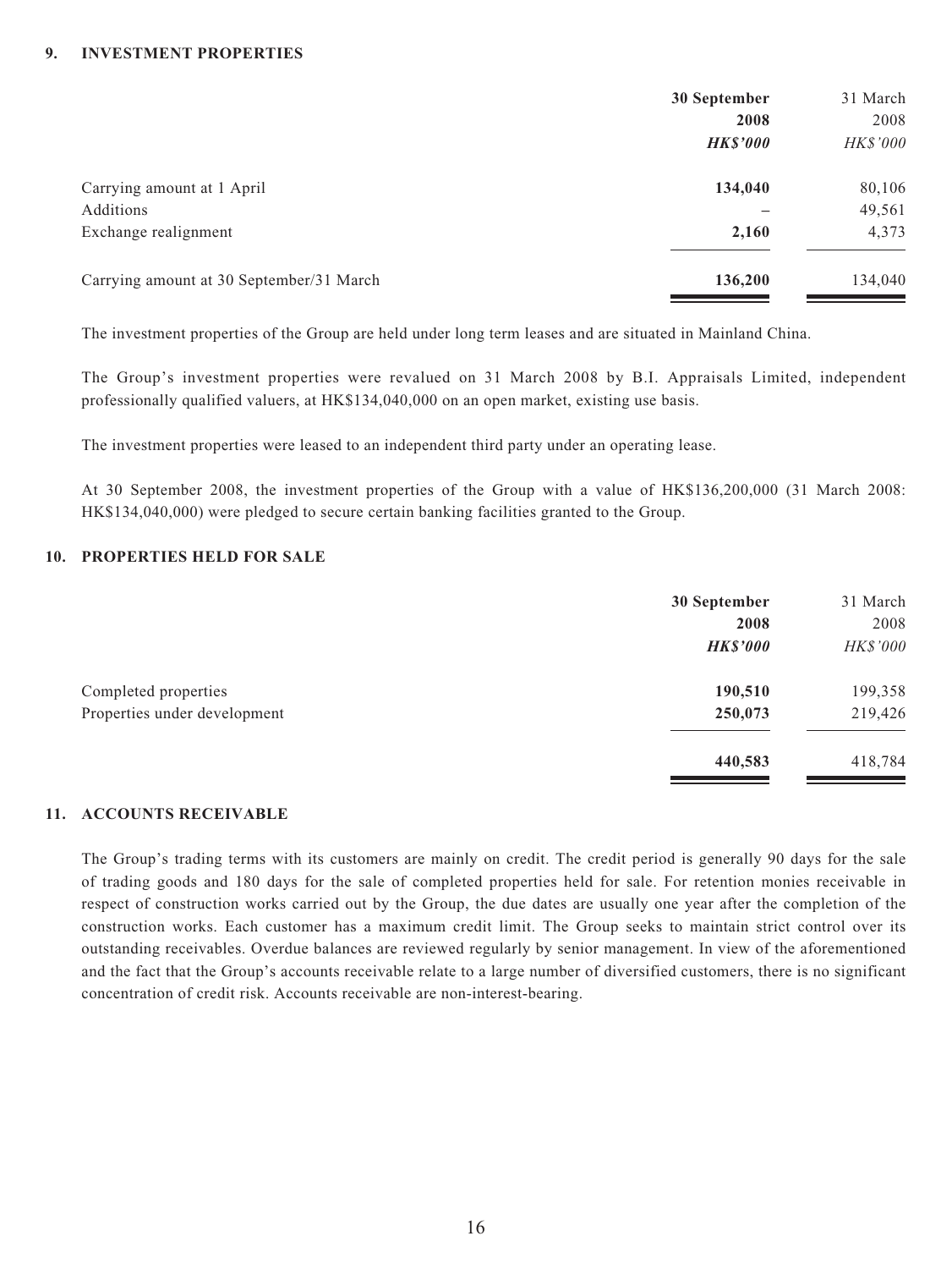## 9. INVESTMENT PROPERTIES

| | 30 September 2008 | 31 March 2008 |
|---|---|---|
| | ***HK$'000*** | *HK$'000* |
| Carrying amount at 1 April | **134,040** | 80,106 |
| Additions | – | 49,561 |
| Exchange realignment | **2,160** | 4,373 |
| Carrying amount at 30 September/31 March | **136,200** | 134,040 |

The investment properties of the Group are held under long term leases and are situated in Mainland China.

The Group's investment properties were revalued on 31 March 2008 by B.I. Appraisals Limited, independent professionally qualified valuers, at HK$134,040,000 on an open market, existing use basis.

The investment properties were leased to an independent third party under an operating lease.

At 30 September 2008, the investment properties of the Group with a value of HK$136,200,000 (31 March 2008: HK$134,040,000) were pledged to secure certain banking facilities granted to the Group.

## 10. PROPERTIES HELD FOR SALE

| | 30 September 2008 | 31 March 2008 |
|---|---|---|
| | ***HK$'000*** | *HK$'000* |
| Completed properties | **190,510** | 199,358 |
| Properties under development | **250,073** | 219,426 |
| | **440,583** | 418,784 |

## 11. ACCOUNTS RECEIVABLE

The Group's trading terms with its customers are mainly on credit. The credit period is generally 90 days for the sale of trading goods and 180 days for the sale of completed properties held for sale. For retention monies receivable in respect of construction works carried out by the Group, the due dates are usually one year after the completion of the construction works. Each customer has a maximum credit limit. The Group seeks to maintain strict control over its outstanding receivables. Overdue balances are reviewed regularly by senior management. In view of the aforementioned and the fact that the Group's accounts receivable relate to a large number of diversified customers, there is no significant concentration of credit risk. Accounts receivable are non-interest-bearing.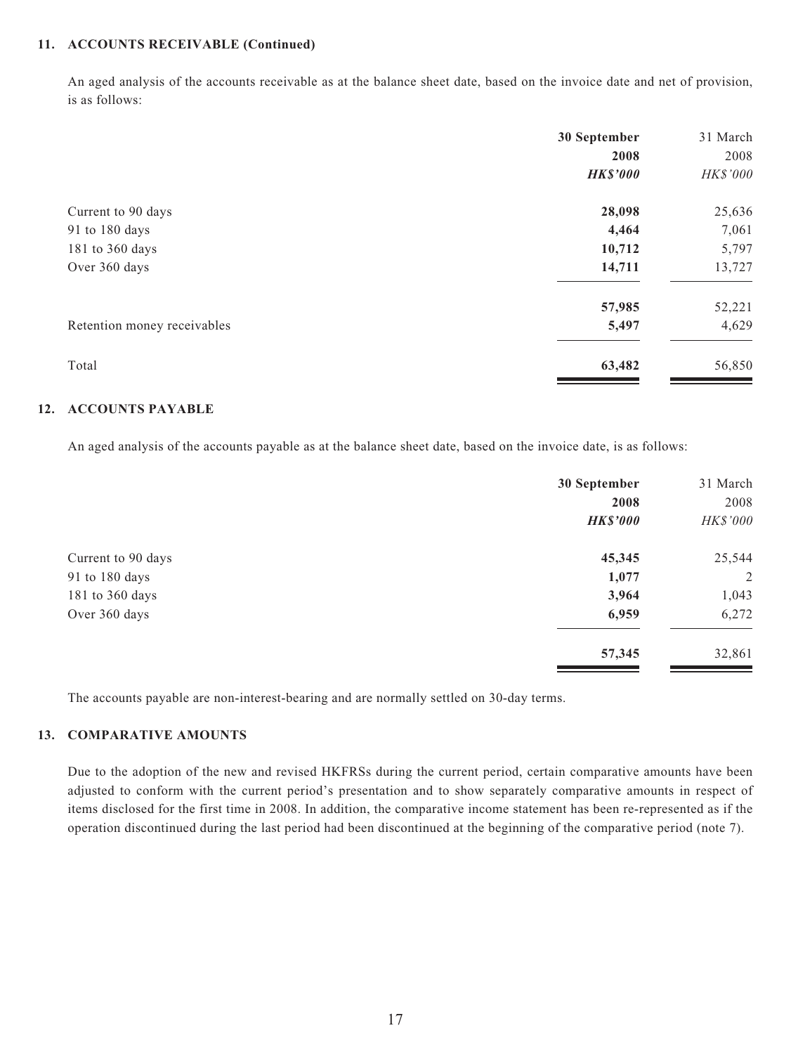### 11. ACCOUNTS RECEIVABLE (Continued)

An aged analysis of the accounts receivable as at the balance sheet date, based on the invoice date and net of provision, is as follows:

| | 30 September 2008 | 31 March 2008 |
|---|---|---|
| | ***HK$'000*** | *HK$'000* |
| Current to 90 days | **28,098** | 25,636 |
| 91 to 180 days | **4,464** | 7,061 |
| 181 to 360 days | **10,712** | 5,797 |
| Over 360 days | **14,711** | 13,727 |
| | **57,985** | 52,221 |
| Retention money receivables | **5,497** | 4,629 |
| Total | **63,482** | 56,850 |

### 12. ACCOUNTS PAYABLE

An aged analysis of the accounts payable as at the balance sheet date, based on the invoice date, is as follows:

| | 30 September 2008 | 31 March 2008 |
|---|---|---|
| | ***HK$'000*** | *HK$'000* |
| Current to 90 days | **45,345** | 25,544 |
| 91 to 180 days | **1,077** | 2 |
| 181 to 360 days | **3,964** | 1,043 |
| Over 360 days | **6,959** | 6,272 |
| | **57,345** | 32,861 |

The accounts payable are non-interest-bearing and are normally settled on 30-day terms.

### 13. COMPARATIVE AMOUNTS

Due to the adoption of the new and revised HKFRSs during the current period, certain comparative amounts have been adjusted to conform with the current period's presentation and to show separately comparative amounts in respect of items disclosed for the first time in 2008. In addition, the comparative income statement has been re-represented as if the operation discontinued during the last period had been discontinued at the beginning of the comparative period (note 7).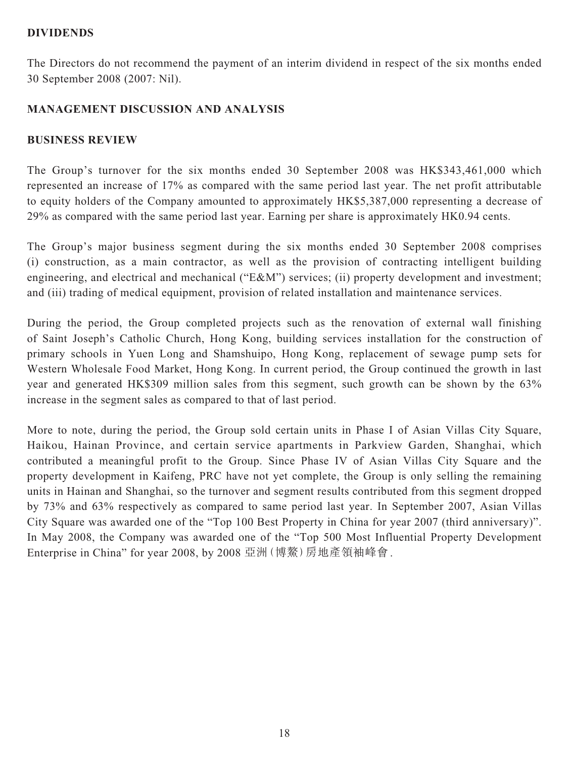## DIVIDENDS

The Directors do not recommend the payment of an interim dividend in respect of the six months ended 30 September 2008 (2007: Nil).

## MANAGEMENT DISCUSSION AND ANALYSIS

### BUSINESS REVIEW

The Group's turnover for the six months ended 30 September 2008 was HK$343,461,000 which represented an increase of 17% as compared with the same period last year. The net profit attributable to equity holders of the Company amounted to approximately HK$5,387,000 representing a decrease of 29% as compared with the same period last year. Earning per share is approximately HK0.94 cents.

The Group's major business segment during the six months ended 30 September 2008 comprises (i) construction, as a main contractor, as well as the provision of contracting intelligent building engineering, and electrical and mechanical ("E&M") services; (ii) property development and investment; and (iii) trading of medical equipment, provision of related installation and maintenance services.

During the period, the Group completed projects such as the renovation of external wall finishing of Saint Joseph's Catholic Church, Hong Kong, building services installation for the construction of primary schools in Yuen Long and Shamshuipo, Hong Kong, replacement of sewage pump sets for Western Wholesale Food Market, Hong Kong. In current period, the Group continued the growth in last year and generated HK$309 million sales from this segment, such growth can be shown by the 63% increase in the segment sales as compared to that of last period.

More to note, during the period, the Group sold certain units in Phase I of Asian Villas City Square, Haikou, Hainan Province, and certain service apartments in Parkview Garden, Shanghai, which contributed a meaningful profit to the Group. Since Phase IV of Asian Villas City Square and the property development in Kaifeng, PRC have not yet complete, the Group is only selling the remaining units in Hainan and Shanghai, so the turnover and segment results contributed from this segment dropped by 73% and 63% respectively as compared to same period last year. In September 2007, Asian Villas City Square was awarded one of the "Top 100 Best Property in China for year 2007 (third anniversary)". In May 2008, the Company was awarded one of the "Top 500 Most Influential Property Development Enterprise in China" for year 2008, by 2008 亞洲(博鰲)房地產領袖峰會.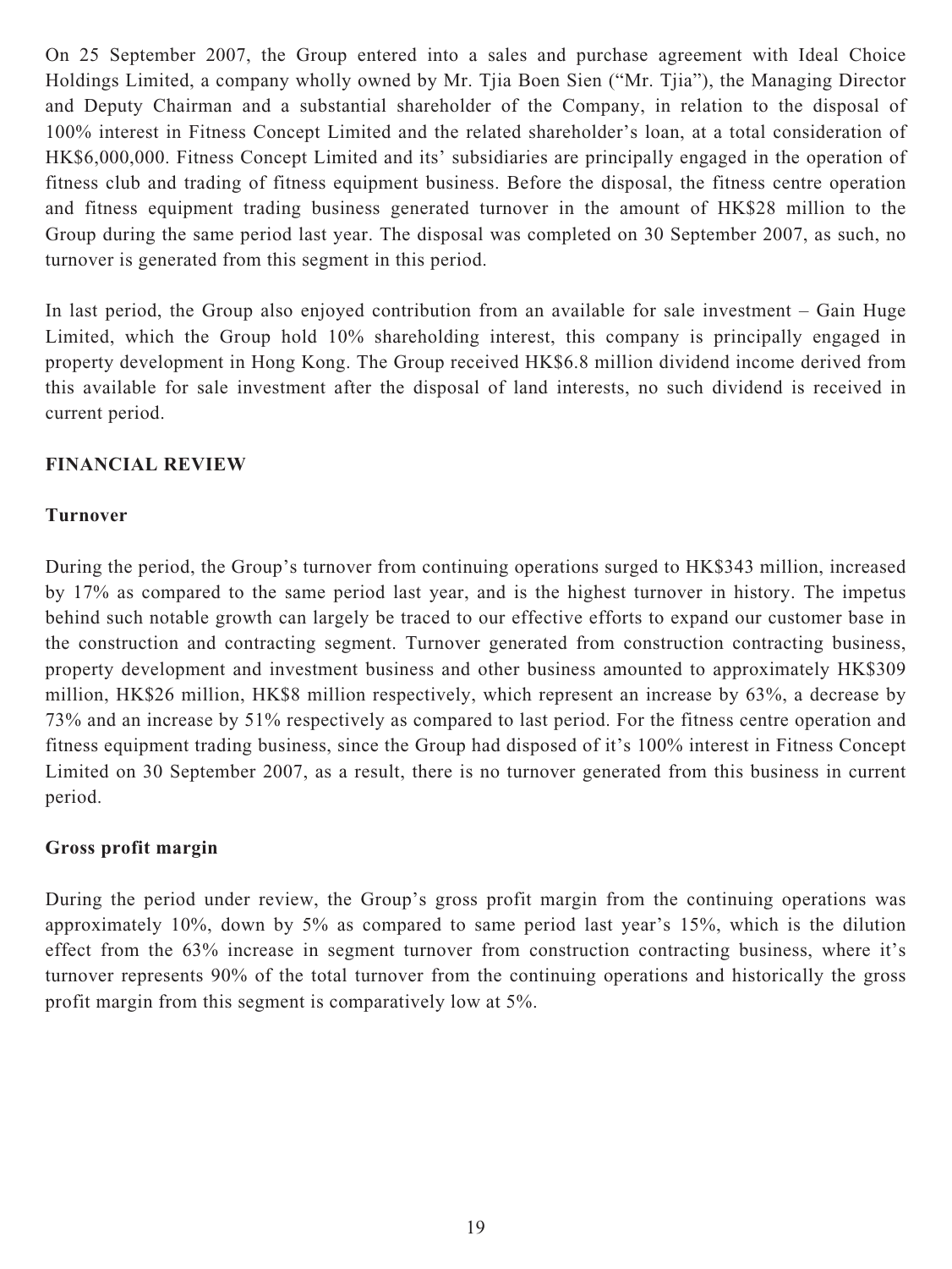On 25 September 2007, the Group entered into a sales and purchase agreement with Ideal Choice Holdings Limited, a company wholly owned by Mr. Tjia Boen Sien ("Mr. Tjia"), the Managing Director and Deputy Chairman and a substantial shareholder of the Company, in relation to the disposal of 100% interest in Fitness Concept Limited and the related shareholder's loan, at a total consideration of HK$6,000,000. Fitness Concept Limited and its' subsidiaries are principally engaged in the operation of fitness club and trading of fitness equipment business. Before the disposal, the fitness centre operation and fitness equipment trading business generated turnover in the amount of HK$28 million to the Group during the same period last year. The disposal was completed on 30 September 2007, as such, no turnover is generated from this segment in this period.

In last period, the Group also enjoyed contribution from an available for sale investment – Gain Huge Limited, which the Group hold 10% shareholding interest, this company is principally engaged in property development in Hong Kong. The Group received HK$6.8 million dividend income derived from this available for sale investment after the disposal of land interests, no such dividend is received in current period.

## FINANCIAL REVIEW

### Turnover

During the period, the Group's turnover from continuing operations surged to HK$343 million, increased by 17% as compared to the same period last year, and is the highest turnover in history. The impetus behind such notable growth can largely be traced to our effective efforts to expand our customer base in the construction and contracting segment. Turnover generated from construction contracting business, property development and investment business and other business amounted to approximately HK$309 million, HK$26 million, HK$8 million respectively, which represent an increase by 63%, a decrease by 73% and an increase by 51% respectively as compared to last period. For the fitness centre operation and fitness equipment trading business, since the Group had disposed of it's 100% interest in Fitness Concept Limited on 30 September 2007, as a result, there is no turnover generated from this business in current period.

### Gross profit margin

During the period under review, the Group's gross profit margin from the continuing operations was approximately 10%, down by 5% as compared to same period last year's 15%, which is the dilution effect from the 63% increase in segment turnover from construction contracting business, where it's turnover represents 90% of the total turnover from the continuing operations and historically the gross profit margin from this segment is comparatively low at 5%.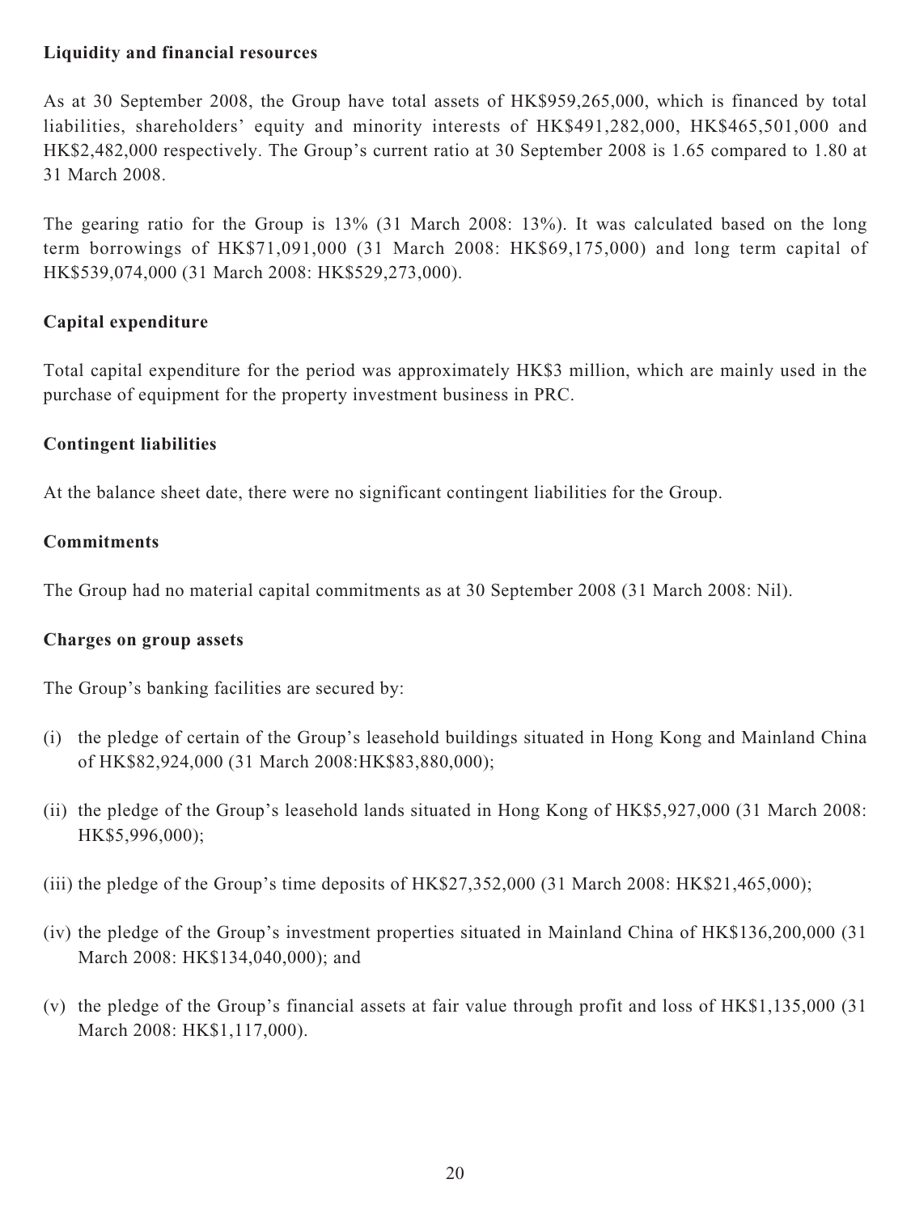**Liquidity and financial resources**

As at 30 September 2008, the Group have total assets of HK$959,265,000, which is financed by total liabilities, shareholders' equity and minority interests of HK$491,282,000, HK$465,501,000 and HK$2,482,000 respectively. The Group's current ratio at 30 September 2008 is 1.65 compared to 1.80 at 31 March 2008.

The gearing ratio for the Group is 13% (31 March 2008: 13%). It was calculated based on the long term borrowings of HK$71,091,000 (31 March 2008: HK$69,175,000) and long term capital of HK$539,074,000 (31 March 2008: HK$529,273,000).

**Capital expenditure**

Total capital expenditure for the period was approximately HK$3 million, which are mainly used in the purchase of equipment for the property investment business in PRC.

**Contingent liabilities**

At the balance sheet date, there were no significant contingent liabilities for the Group.

**Commitments**

The Group had no material capital commitments as at 30 September 2008 (31 March 2008: Nil).

**Charges on group assets**

The Group's banking facilities are secured by:

(i) the pledge of certain of the Group's leasehold buildings situated in Hong Kong and Mainland China of HK$82,924,000 (31 March 2008:HK$83,880,000);

(ii) the pledge of the Group's leasehold lands situated in Hong Kong of HK$5,927,000 (31 March 2008: HK$5,996,000);

(iii) the pledge of the Group's time deposits of HK$27,352,000 (31 March 2008: HK$21,465,000);

(iv) the pledge of the Group's investment properties situated in Mainland China of HK$136,200,000 (31 March 2008: HK$134,040,000); and

(v) the pledge of the Group's financial assets at fair value through profit and loss of HK$1,135,000 (31 March 2008: HK$1,117,000).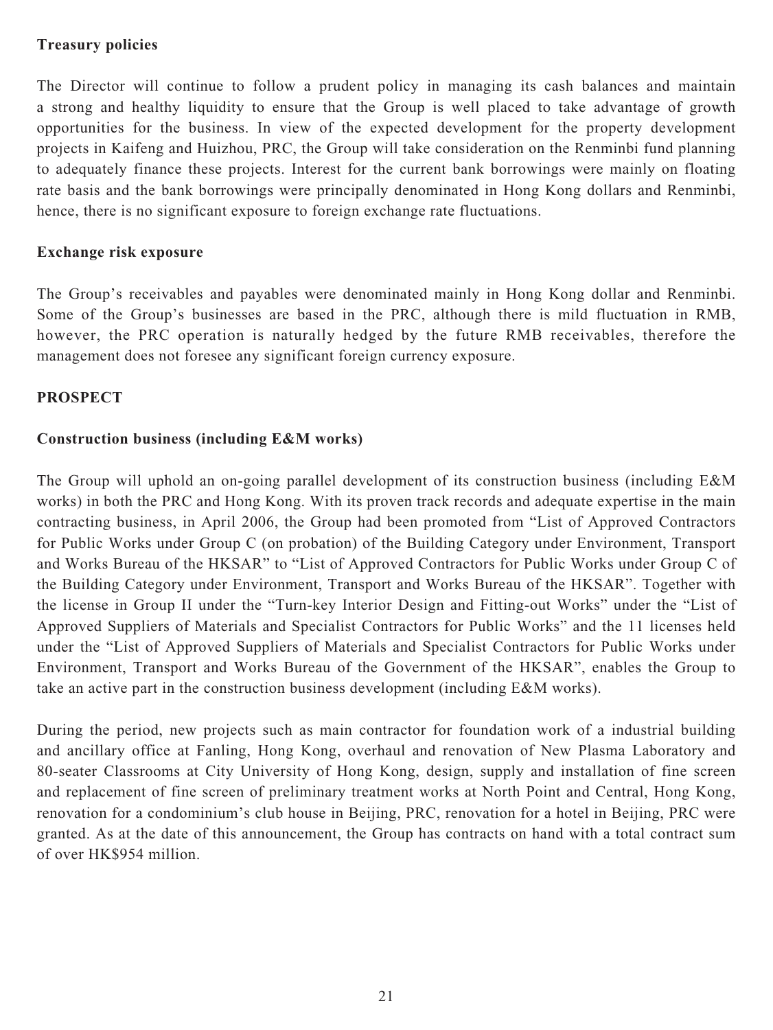**Treasury policies**

The Director will continue to follow a prudent policy in managing its cash balances and maintain a strong and healthy liquidity to ensure that the Group is well placed to take advantage of growth opportunities for the business. In view of the expected development for the property development projects in Kaifeng and Huizhou, PRC, the Group will take consideration on the Renminbi fund planning to adequately finance these projects. Interest for the current bank borrowings were mainly on floating rate basis and the bank borrowings were principally denominated in Hong Kong dollars and Renminbi, hence, there is no significant exposure to foreign exchange rate fluctuations.

**Exchange risk exposure**

The Group's receivables and payables were denominated mainly in Hong Kong dollar and Renminbi. Some of the Group's businesses are based in the PRC, although there is mild fluctuation in RMB, however, the PRC operation is naturally hedged by the future RMB receivables, therefore the management does not foresee any significant foreign currency exposure.

## PROSPECT

**Construction business (including E&M works)**

The Group will uphold an on-going parallel development of its construction business (including E&M works) in both the PRC and Hong Kong. With its proven track records and adequate expertise in the main contracting business, in April 2006, the Group had been promoted from "List of Approved Contractors for Public Works under Group C (on probation) of the Building Category under Environment, Transport and Works Bureau of the HKSAR" to "List of Approved Contractors for Public Works under Group C of the Building Category under Environment, Transport and Works Bureau of the HKSAR". Together with the license in Group II under the "Turn-key Interior Design and Fitting-out Works" under the "List of Approved Suppliers of Materials and Specialist Contractors for Public Works" and the 11 licenses held under the "List of Approved Suppliers of Materials and Specialist Contractors for Public Works under Environment, Transport and Works Bureau of the Government of the HKSAR", enables the Group to take an active part in the construction business development (including E&M works).

During the period, new projects such as main contractor for foundation work of a industrial building and ancillary office at Fanling, Hong Kong, overhaul and renovation of New Plasma Laboratory and 80-seater Classrooms at City University of Hong Kong, design, supply and installation of fine screen and replacement of fine screen of preliminary treatment works at North Point and Central, Hong Kong, renovation for a condominium's club house in Beijing, PRC, renovation for a hotel in Beijing, PRC were granted. As at the date of this announcement, the Group has contracts on hand with a total contract sum of over HK$954 million.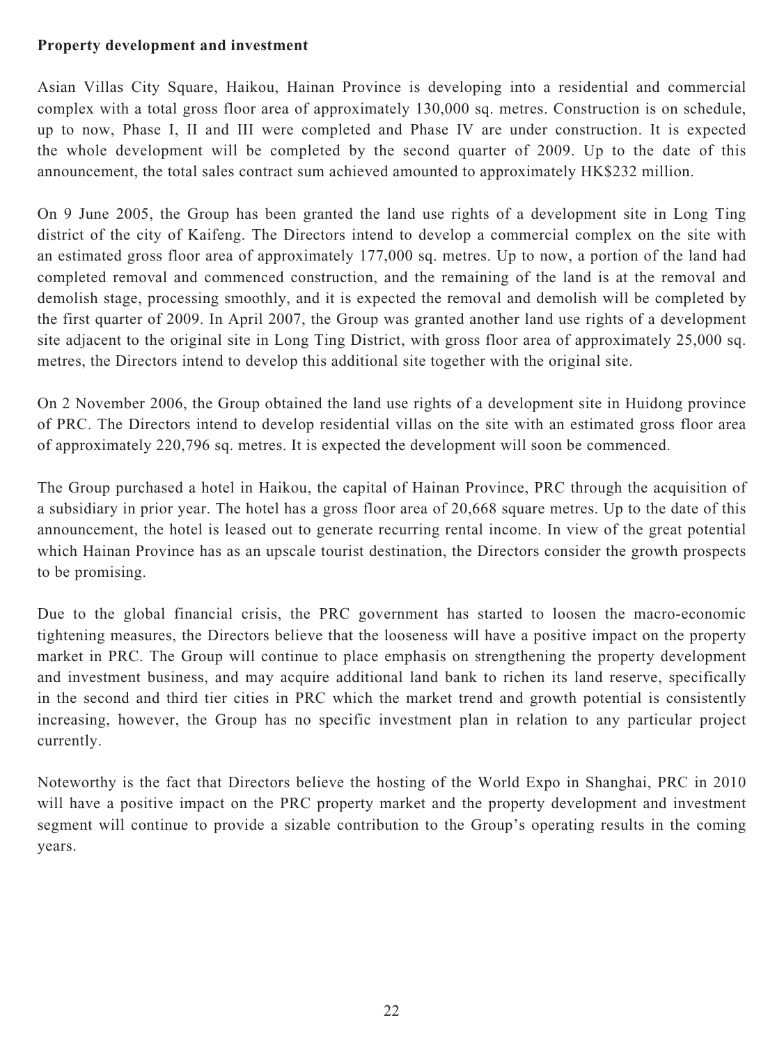**Property development and investment**

Asian Villas City Square, Haikou, Hainan Province is developing into a residential and commercial complex with a total gross floor area of approximately 130,000 sq. metres. Construction is on schedule, up to now, Phase I, II and III were completed and Phase IV are under construction. It is expected the whole development will be completed by the second quarter of 2009. Up to the date of this announcement, the total sales contract sum achieved amounted to approximately HK$232 million.

On 9 June 2005, the Group has been granted the land use rights of a development site in Long Ting district of the city of Kaifeng. The Directors intend to develop a commercial complex on the site with an estimated gross floor area of approximately 177,000 sq. metres. Up to now, a portion of the land had completed removal and commenced construction, and the remaining of the land is at the removal and demolish stage, processing smoothly, and it is expected the removal and demolish will be completed by the first quarter of 2009. In April 2007, the Group was granted another land use rights of a development site adjacent to the original site in Long Ting District, with gross floor area of approximately 25,000 sq. metres, the Directors intend to develop this additional site together with the original site.

On 2 November 2006, the Group obtained the land use rights of a development site in Huidong province of PRC. The Directors intend to develop residential villas on the site with an estimated gross floor area of approximately 220,796 sq. metres. It is expected the development will soon be commenced.

The Group purchased a hotel in Haikou, the capital of Hainan Province, PRC through the acquisition of a subsidiary in prior year. The hotel has a gross floor area of 20,668 square metres. Up to the date of this announcement, the hotel is leased out to generate recurring rental income. In view of the great potential which Hainan Province has as an upscale tourist destination, the Directors consider the growth prospects to be promising.

Due to the global financial crisis, the PRC government has started to loosen the macro-economic tightening measures, the Directors believe that the looseness will have a positive impact on the property market in PRC. The Group will continue to place emphasis on strengthening the property development and investment business, and may acquire additional land bank to richen its land reserve, specifically in the second and third tier cities in PRC which the market trend and growth potential is consistently increasing, however, the Group has no specific investment plan in relation to any particular project currently.

Noteworthy is the fact that Directors believe the hosting of the World Expo in Shanghai, PRC in 2010 will have a positive impact on the PRC property market and the property development and investment segment will continue to provide a sizable contribution to the Group's operating results in the coming years.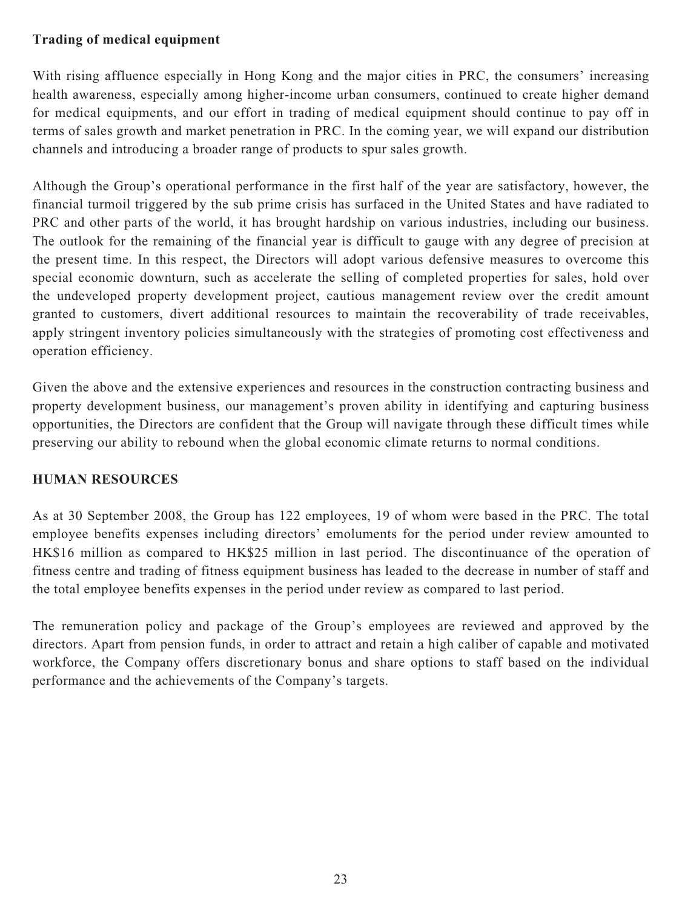**Trading of medical equipment**

With rising affluence especially in Hong Kong and the major cities in PRC, the consumers' increasing health awareness, especially among higher-income urban consumers, continued to create higher demand for medical equipments, and our effort in trading of medical equipment should continue to pay off in terms of sales growth and market penetration in PRC. In the coming year, we will expand our distribution channels and introducing a broader range of products to spur sales growth.

Although the Group's operational performance in the first half of the year are satisfactory, however, the financial turmoil triggered by the sub prime crisis has surfaced in the United States and have radiated to PRC and other parts of the world, it has brought hardship on various industries, including our business. The outlook for the remaining of the financial year is difficult to gauge with any degree of precision at the present time. In this respect, the Directors will adopt various defensive measures to overcome this special economic downturn, such as accelerate the selling of completed properties for sales, hold over the undeveloped property development project, cautious management review over the credit amount granted to customers, divert additional resources to maintain the recoverability of trade receivables, apply stringent inventory policies simultaneously with the strategies of promoting cost effectiveness and operation efficiency.

Given the above and the extensive experiences and resources in the construction contracting business and property development business, our management's proven ability in identifying and capturing business opportunities, the Directors are confident that the Group will navigate through these difficult times while preserving our ability to rebound when the global economic climate returns to normal conditions.

## HUMAN RESOURCES

As at 30 September 2008, the Group has 122 employees, 19 of whom were based in the PRC. The total employee benefits expenses including directors' emoluments for the period under review amounted to HK$16 million as compared to HK$25 million in last period. The discontinuance of the operation of fitness centre and trading of fitness equipment business has leaded to the decrease in number of staff and the total employee benefits expenses in the period under review as compared to last period.

The remuneration policy and package of the Group's employees are reviewed and approved by the directors. Apart from pension funds, in order to attract and retain a high caliber of capable and motivated workforce, the Company offers discretionary bonus and share options to staff based on the individual performance and the achievements of the Company's targets.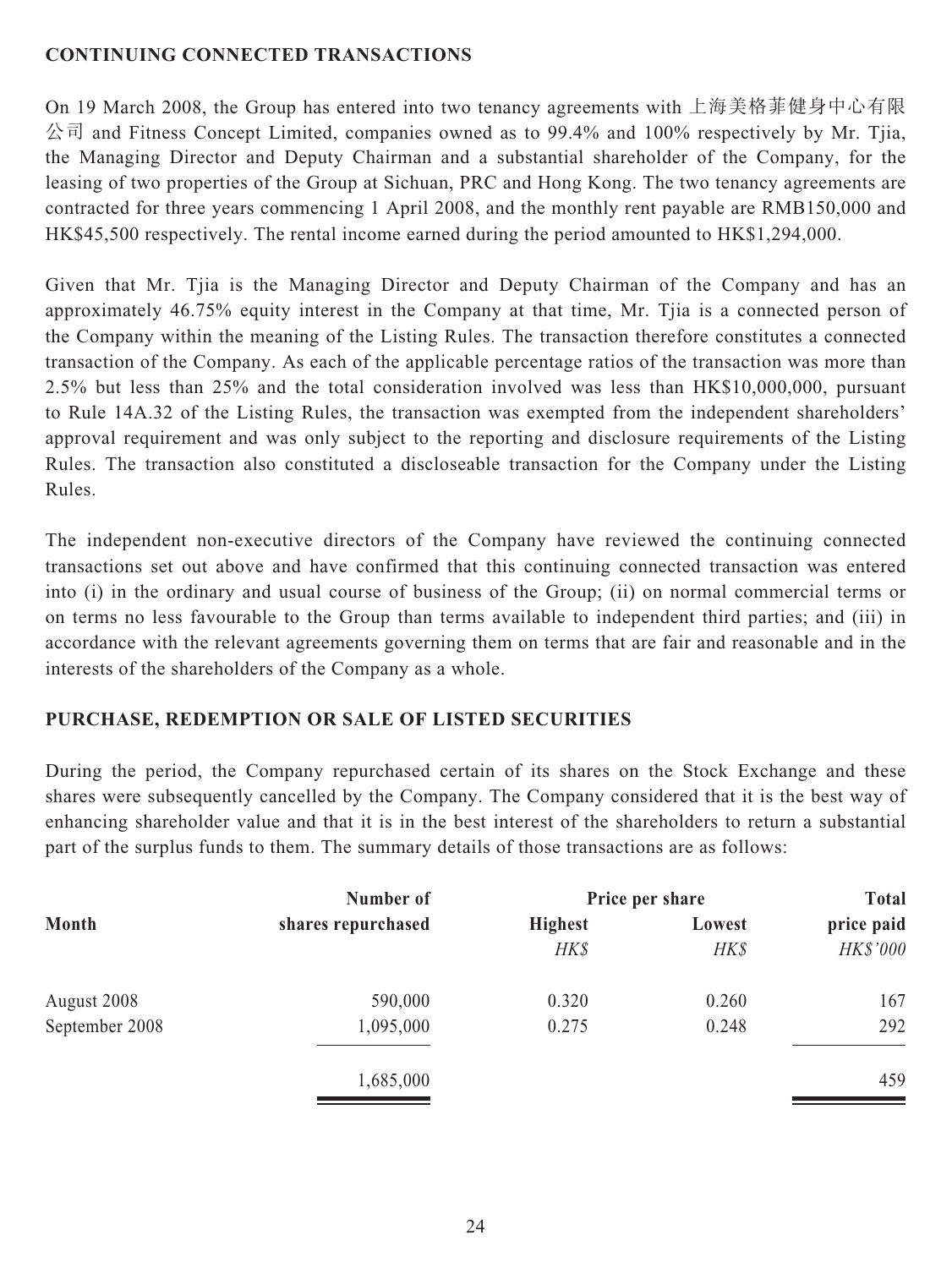## CONTINUING CONNECTED TRANSACTIONS

On 19 March 2008, the Group has entered into two tenancy agreements with 上海美格菲健身中心有限公司 and Fitness Concept Limited, companies owned as to 99.4% and 100% respectively by Mr. Tjia, the Managing Director and Deputy Chairman and a substantial shareholder of the Company, for the leasing of two properties of the Group at Sichuan, PRC and Hong Kong. The two tenancy agreements are contracted for three years commencing 1 April 2008, and the monthly rent payable are RMB150,000 and HK$45,500 respectively. The rental income earned during the period amounted to HK$1,294,000.

Given that Mr. Tjia is the Managing Director and Deputy Chairman of the Company and has an approximately 46.75% equity interest in the Company at that time, Mr. Tjia is a connected person of the Company within the meaning of the Listing Rules. The transaction therefore constitutes a connected transaction of the Company. As each of the applicable percentage ratios of the transaction was more than 2.5% but less than 25% and the total consideration involved was less than HK$10,000,000, pursuant to Rule 14A.32 of the Listing Rules, the transaction was exempted from the independent shareholders' approval requirement and was only subject to the reporting and disclosure requirements of the Listing Rules. The transaction also constituted a discloseable transaction for the Company under the Listing Rules.

The independent non-executive directors of the Company have reviewed the continuing connected transactions set out above and have confirmed that this continuing connected transaction was entered into (i) in the ordinary and usual course of business of the Group; (ii) on normal commercial terms or on terms no less favourable to the Group than terms available to independent third parties; and (iii) in accordance with the relevant agreements governing them on terms that are fair and reasonable and in the interests of the shareholders of the Company as a whole.

## PURCHASE, REDEMPTION OR SALE OF LISTED SECURITIES

During the period, the Company repurchased certain of its shares on the Stock Exchange and these shares were subsequently cancelled by the Company. The Company considered that it is the best way of enhancing shareholder value and that it is in the best interest of the shareholders to return a substantial part of the surplus funds to them. The summary details of those transactions are as follows:

| Month | Number of shares repurchased | Price per share | | Total price paid |
|---|---|---|---|---|
| | | Highest | Lowest | |
| | | *HK$* | *HK$* | *HK$'000* |
| August 2008 | 590,000 | 0.320 | 0.260 | 167 |
| September 2008 | 1,095,000 | 0.275 | 0.248 | 292 |
| | 1,685,000 | | | 459 |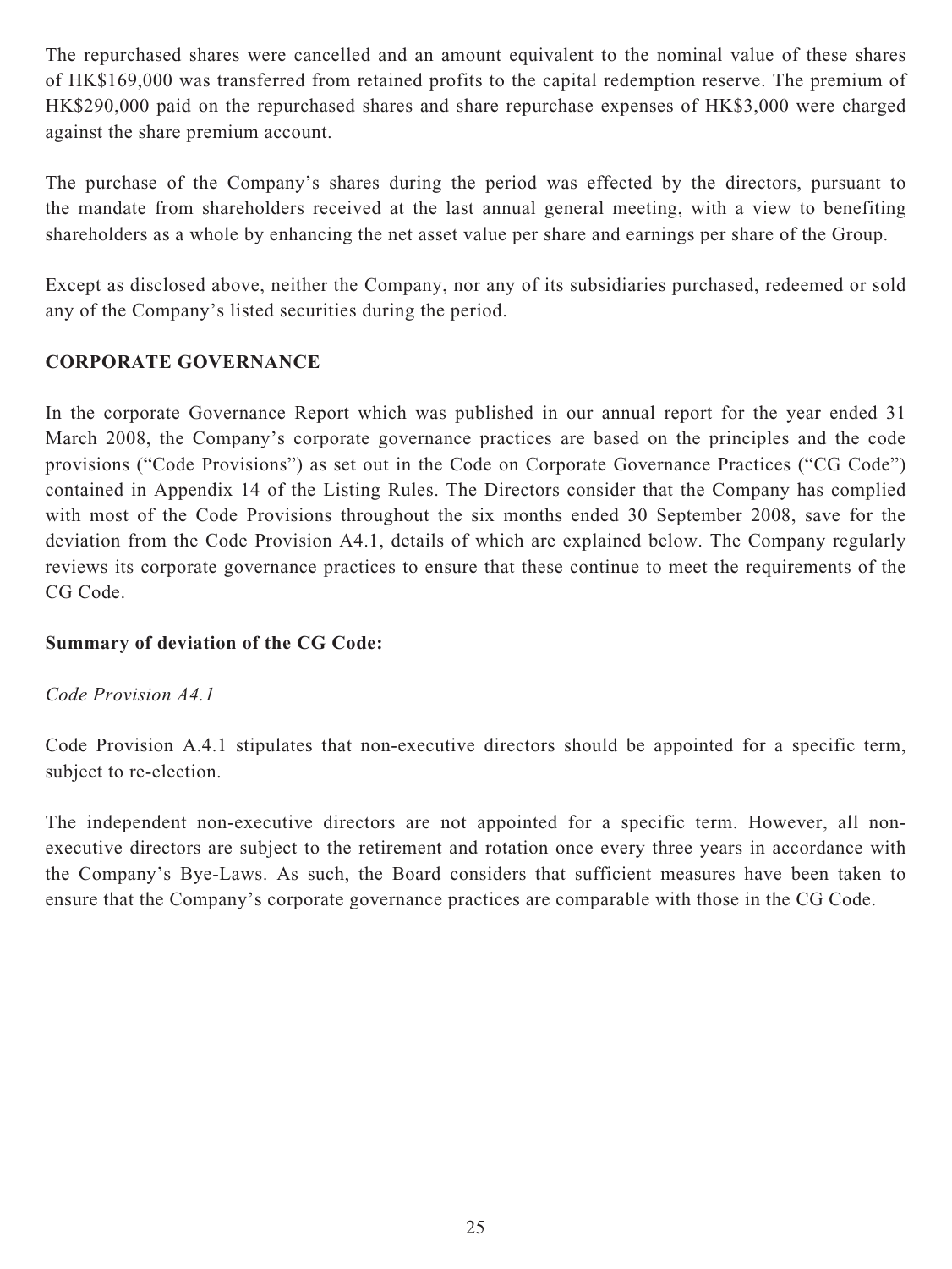The repurchased shares were cancelled and an amount equivalent to the nominal value of these shares of HK$169,000 was transferred from retained profits to the capital redemption reserve. The premium of HK$290,000 paid on the repurchased shares and share repurchase expenses of HK$3,000 were charged against the share premium account.

The purchase of the Company's shares during the period was effected by the directors, pursuant to the mandate from shareholders received at the last annual general meeting, with a view to benefiting shareholders as a whole by enhancing the net asset value per share and earnings per share of the Group.

Except as disclosed above, neither the Company, nor any of its subsidiaries purchased, redeemed or sold any of the Company's listed securities during the period.

## CORPORATE GOVERNANCE

In the corporate Governance Report which was published in our annual report for the year ended 31 March 2008, the Company's corporate governance practices are based on the principles and the code provisions ("Code Provisions") as set out in the Code on Corporate Governance Practices ("CG Code") contained in Appendix 14 of the Listing Rules. The Directors consider that the Company has complied with most of the Code Provisions throughout the six months ended 30 September 2008, save for the deviation from the Code Provision A4.1, details of which are explained below. The Company regularly reviews its corporate governance practices to ensure that these continue to meet the requirements of the CG Code.

### Summary of deviation of the CG Code:

*Code Provision A4.1*

Code Provision A.4.1 stipulates that non-executive directors should be appointed for a specific term, subject to re-election.

The independent non-executive directors are not appointed for a specific term. However, all non-executive directors are subject to the retirement and rotation once every three years in accordance with the Company's Bye-Laws. As such, the Board considers that sufficient measures have been taken to ensure that the Company's corporate governance practices are comparable with those in the CG Code.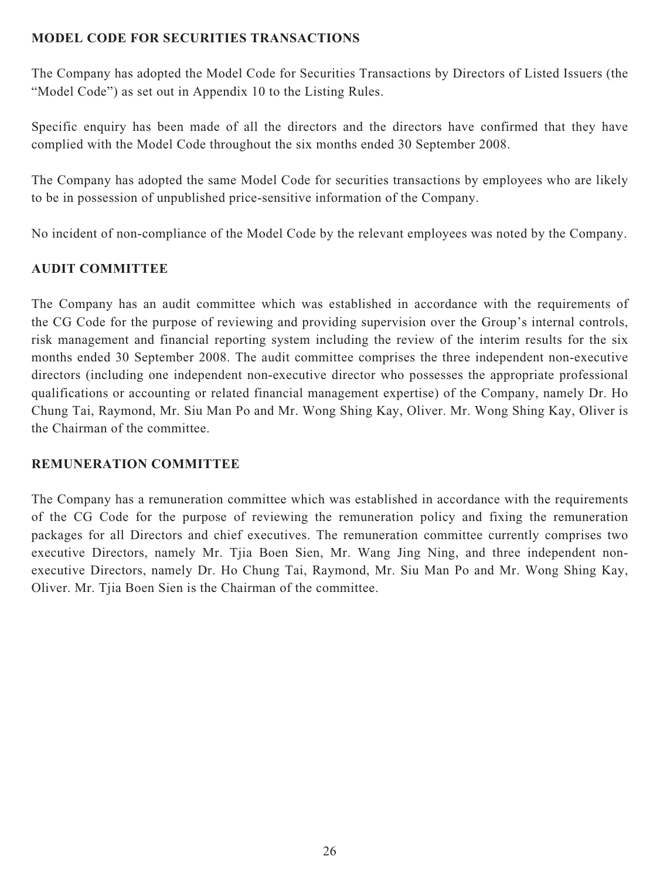## MODEL CODE FOR SECURITIES TRANSACTIONS

The Company has adopted the Model Code for Securities Transactions by Directors of Listed Issuers (the "Model Code") as set out in Appendix 10 to the Listing Rules.

Specific enquiry has been made of all the directors and the directors have confirmed that they have complied with the Model Code throughout the six months ended 30 September 2008.

The Company has adopted the same Model Code for securities transactions by employees who are likely to be in possession of unpublished price-sensitive information of the Company.

No incident of non-compliance of the Model Code by the relevant employees was noted by the Company.

## AUDIT COMMITTEE

The Company has an audit committee which was established in accordance with the requirements of the CG Code for the purpose of reviewing and providing supervision over the Group's internal controls, risk management and financial reporting system including the review of the interim results for the six months ended 30 September 2008. The audit committee comprises the three independent non-executive directors (including one independent non-executive director who possesses the appropriate professional qualifications or accounting or related financial management expertise) of the Company, namely Dr. Ho Chung Tai, Raymond, Mr. Siu Man Po and Mr. Wong Shing Kay, Oliver. Mr. Wong Shing Kay, Oliver is the Chairman of the committee.

## REMUNERATION COMMITTEE

The Company has a remuneration committee which was established in accordance with the requirements of the CG Code for the purpose of reviewing the remuneration policy and fixing the remuneration packages for all Directors and chief executives. The remuneration committee currently comprises two executive Directors, namely Mr. Tjia Boen Sien, Mr. Wang Jing Ning, and three independent non-executive Directors, namely Dr. Ho Chung Tai, Raymond, Mr. Siu Man Po and Mr. Wong Shing Kay, Oliver. Mr. Tjia Boen Sien is the Chairman of the committee.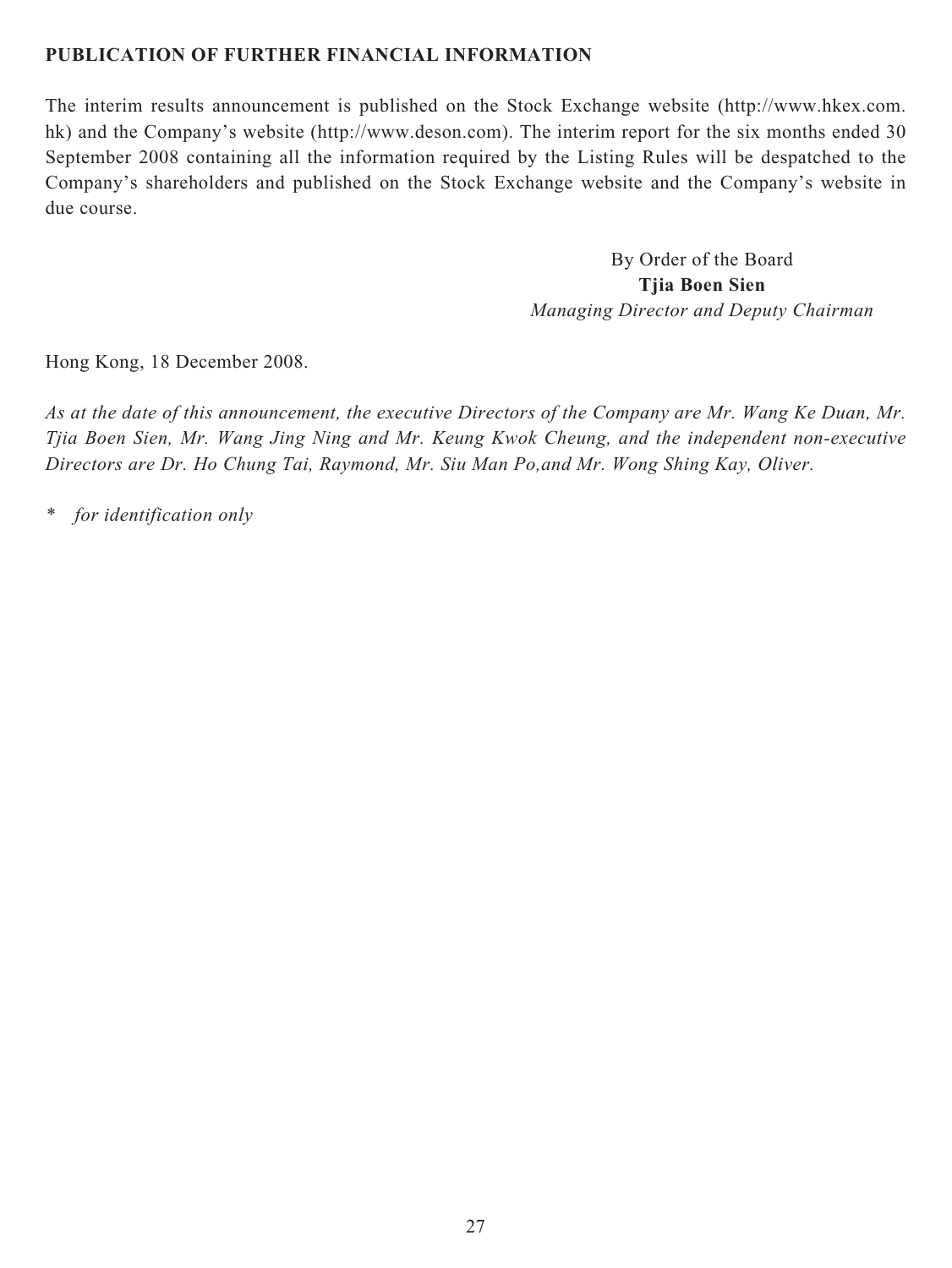**PUBLICATION OF FURTHER FINANCIAL INFORMATION**

The interim results announcement is published on the Stock Exchange website (http://www.hkex.com.hk) and the Company's website (http://www.deson.com). The interim report for the six months ended 30 September 2008 containing all the information required by the Listing Rules will be despatched to the Company's shareholders and published on the Stock Exchange website and the Company's website in due course.

By Order of the Board
**Tjia Boen Sien**
*Managing Director and Deputy Chairman*

Hong Kong, 18 December 2008.

*As at the date of this announcement, the executive Directors of the Company are Mr. Wang Ke Duan, Mr. Tjia Boen Sien, Mr. Wang Jing Ning and Mr. Keung Kwok Cheung, and the independent non-executive Directors are Dr. Ho Chung Tai, Raymond, Mr. Siu Man Po,and Mr. Wong Shing Kay, Oliver.*

\* *for identification only*